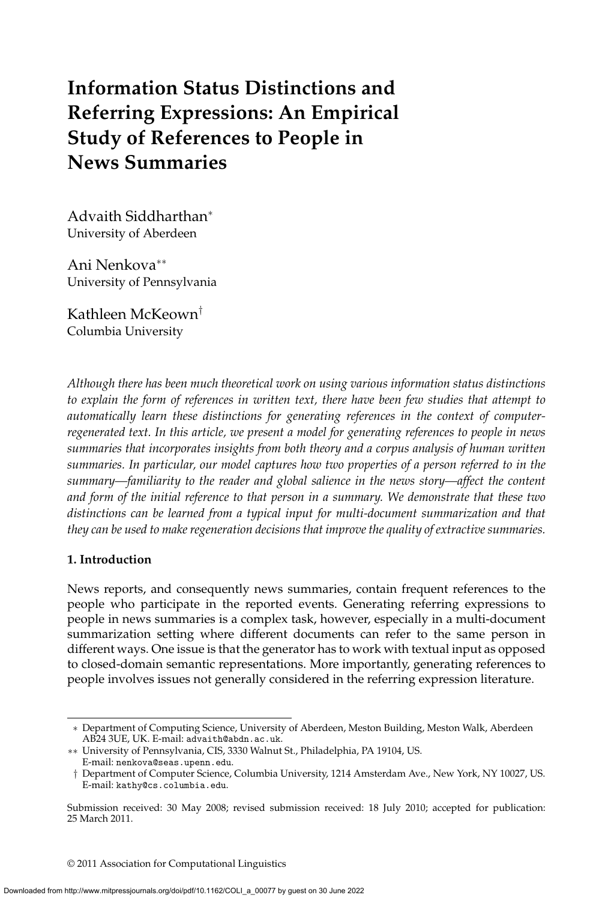# Information Status Distinctions and Referring Expressions: An Empirical Study of References to People in News Summaries

Advaith Siddharthan*
University of Aberdeen

Ani Nenkova**
University of Pennsylvania

Kathleen McKeown†
Columbia University

*Although there has been much theoretical work on using various information status distinctions to explain the form of references in written text, there have been few studies that attempt to automatically learn these distinctions for generating references in the context of computer-regenerated text. In this article, we present a model for generating references to people in news summaries that incorporates insights from both theory and a corpus analysis of human written summaries. In particular, our model captures how two properties of a person referred to in the summary—familiarity to the reader and global salience in the news story—affect the content and form of the initial reference to that person in a summary. We demonstrate that these two distinctions can be learned from a typical input for multi-document summarization and that they can be used to make regeneration decisions that improve the quality of extractive summaries.*

## 1. Introduction

News reports, and consequently news summaries, contain frequent references to the people who participate in the reported events. Generating referring expressions to people in news summaries is a complex task, however, especially in a multi-document summarization setting where different documents can refer to the same person in different ways. One issue is that the generator has to work with textual input as opposed to closed-domain semantic representations. More importantly, generating references to people involves issues not generally considered in the referring expression literature.

* Department of Computing Science, University of Aberdeen, Meston Building, Meston Walk, Aberdeen AB24 3UE, UK. E-mail: advaith@abdn.ac.uk.

** University of Pennsylvania, CIS, 3330 Walnut St., Philadelphia, PA 19104, US. E-mail: nenkova@seas.upenn.edu.

† Department of Computer Science, Columbia University, 1214 Amsterdam Ave., New York, NY 10027, US. E-mail: kathy@cs.columbia.edu.

Submission received: 30 May 2008; revised submission received: 18 July 2010; accepted for publication: 25 March 2011.

© 2011 Association for Computational Linguistics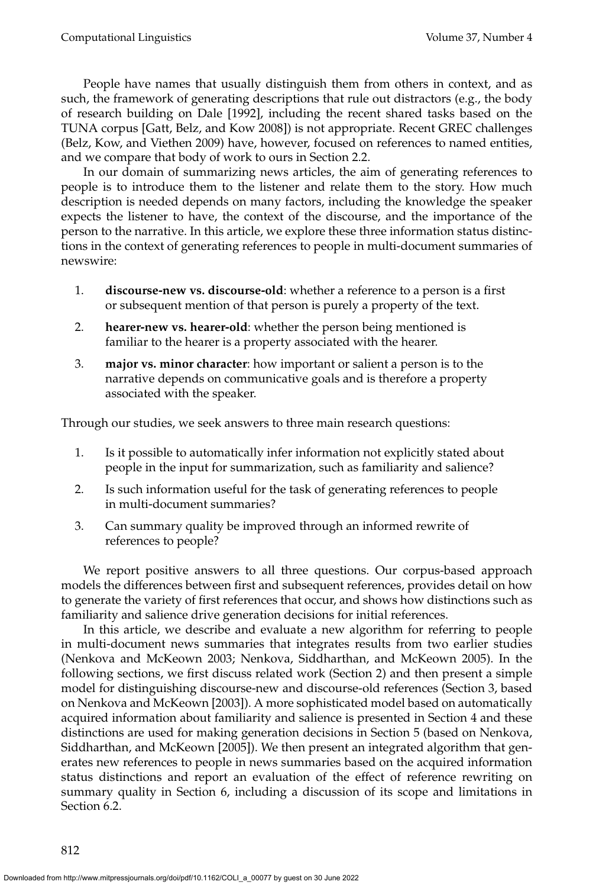People have names that usually distinguish them from others in context, and as such, the framework of generating descriptions that rule out distractors (e.g., the body of research building on Dale [1992], including the recent shared tasks based on the TUNA corpus [Gatt, Belz, and Kow 2008]) is not appropriate. Recent GREC challenges (Belz, Kow, and Viethen 2009) have, however, focused on references to named entities, and we compare that body of work to ours in Section 2.2.

In our domain of summarizing news articles, the aim of generating references to people is to introduce them to the listener and relate them to the story. How much description is needed depends on many factors, including the knowledge the speaker expects the listener to have, the context of the discourse, and the importance of the person to the narrative. In this article, we explore these three information status distinctions in the context of generating references to people in multi-document summaries of newswire:

1. **discourse-new vs. discourse-old**: whether a reference to a person is a first or subsequent mention of that person is purely a property of the text.
2. **hearer-new vs. hearer-old**: whether the person being mentioned is familiar to the hearer is a property associated with the hearer.
3. **major vs. minor character**: how important or salient a person is to the narrative depends on communicative goals and is therefore a property associated with the speaker.

Through our studies, we seek answers to three main research questions:

1. Is it possible to automatically infer information not explicitly stated about people in the input for summarization, such as familiarity and salience?
2. Is such information useful for the task of generating references to people in multi-document summaries?
3. Can summary quality be improved through an informed rewrite of references to people?

We report positive answers to all three questions. Our corpus-based approach models the differences between first and subsequent references, provides detail on how to generate the variety of first references that occur, and shows how distinctions such as familiarity and salience drive generation decisions for initial references.

In this article, we describe and evaluate a new algorithm for referring to people in multi-document news summaries that integrates results from two earlier studies (Nenkova and McKeown 2003; Nenkova, Siddharthan, and McKeown 2005). In the following sections, we first discuss related work (Section 2) and then present a simple model for distinguishing discourse-new and discourse-old references (Section 3, based on Nenkova and McKeown [2003]). A more sophisticated model based on automatically acquired information about familiarity and salience is presented in Section 4 and these distinctions are used for making generation decisions in Section 5 (based on Nenkova, Siddharthan, and McKeown [2005]). We then present an integrated algorithm that generates new references to people in news summaries based on the acquired information status distinctions and report an evaluation of the effect of reference rewriting on summary quality in Section 6, including a discussion of its scope and limitations in Section 6.2.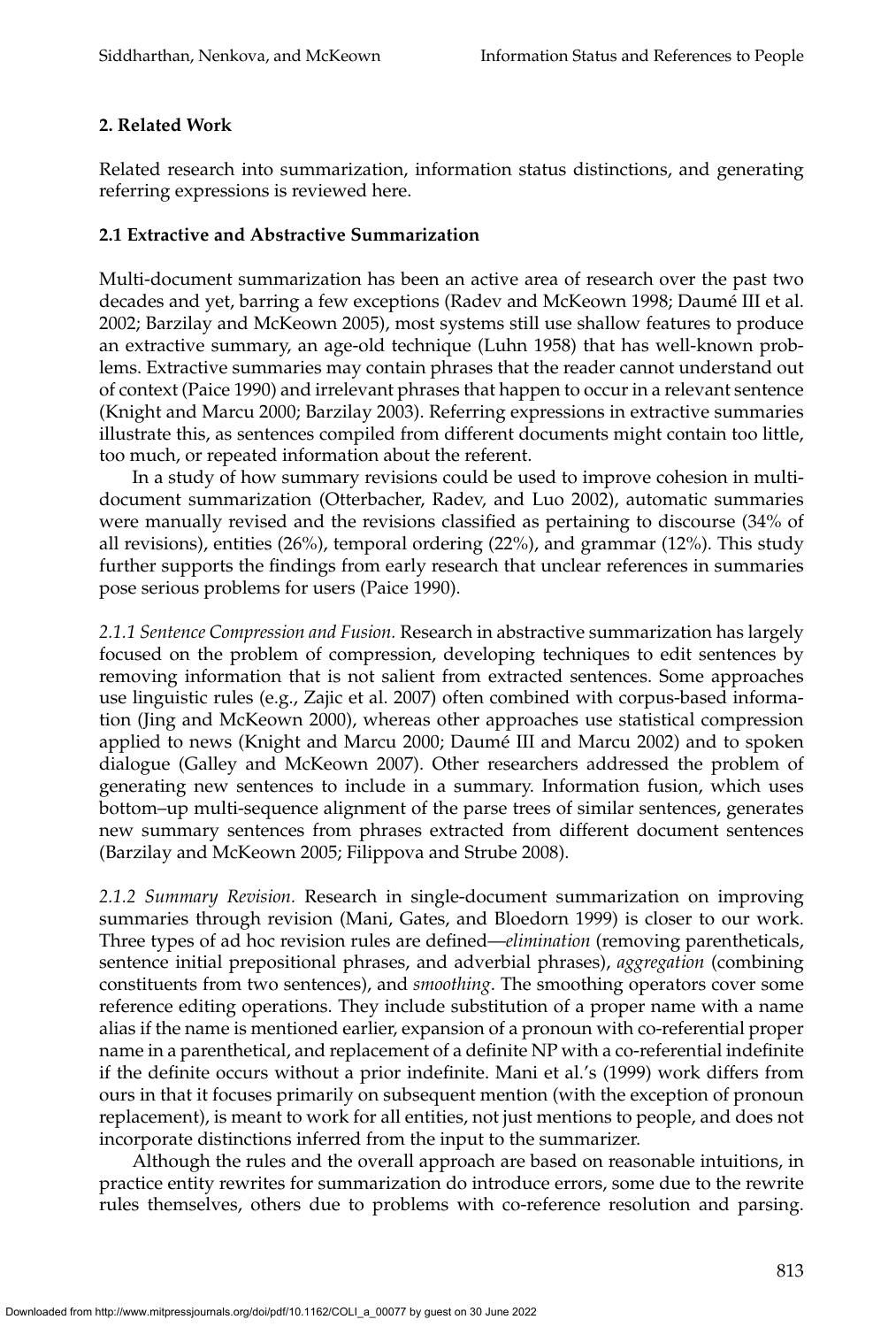## 2. Related Work

Related research into summarization, information status distinctions, and generating referring expressions is reviewed here.

### 2.1 Extractive and Abstractive Summarization

Multi-document summarization has been an active area of research over the past two decades and yet, barring a few exceptions (Radev and McKeown 1998; Daumé III et al. 2002; Barzilay and McKeown 2005), most systems still use shallow features to produce an extractive summary, an age-old technique (Luhn 1958) that has well-known problems. Extractive summaries may contain phrases that the reader cannot understand out of context (Paice 1990) and irrelevant phrases that happen to occur in a relevant sentence (Knight and Marcu 2000; Barzilay 2003). Referring expressions in extractive summaries illustrate this, as sentences compiled from different documents might contain too little, too much, or repeated information about the referent.

In a study of how summary revisions could be used to improve cohesion in multi-document summarization (Otterbacher, Radev, and Luo 2002), automatic summaries were manually revised and the revisions classified as pertaining to discourse (34% of all revisions), entities (26%), temporal ordering (22%), and grammar (12%). This study further supports the findings from early research that unclear references in summaries pose serious problems for users (Paice 1990).

*2.1.1 Sentence Compression and Fusion.* Research in abstractive summarization has largely focused on the problem of compression, developing techniques to edit sentences by removing information that is not salient from extracted sentences. Some approaches use linguistic rules (e.g., Zajic et al. 2007) often combined with corpus-based information (Jing and McKeown 2000), whereas other approaches use statistical compression applied to news (Knight and Marcu 2000; Daumé III and Marcu 2002) and to spoken dialogue (Galley and McKeown 2007). Other researchers addressed the problem of generating new sentences to include in a summary. Information fusion, which uses bottom–up multi-sequence alignment of the parse trees of similar sentences, generates new summary sentences from phrases extracted from different document sentences (Barzilay and McKeown 2005; Filippova and Strube 2008).

*2.1.2 Summary Revision.* Research in single-document summarization on improving summaries through revision (Mani, Gates, and Bloedorn 1999) is closer to our work. Three types of ad hoc revision rules are defined—*elimination* (removing parentheticals, sentence initial prepositional phrases, and adverbial phrases), *aggregation* (combining constituents from two sentences), and *smoothing*. The smoothing operators cover some reference editing operations. They include substitution of a proper name with a name alias if the name is mentioned earlier, expansion of a pronoun with co-referential proper name in a parenthetical, and replacement of a definite NP with a co-referential indefinite if the definite occurs without a prior indefinite. Mani et al.'s (1999) work differs from ours in that it focuses primarily on subsequent mention (with the exception of pronoun replacement), is meant to work for all entities, not just mentions to people, and does not incorporate distinctions inferred from the input to the summarizer.

Although the rules and the overall approach are based on reasonable intuitions, in practice entity rewrites for summarization do introduce errors, some due to the rewrite rules themselves, others due to problems with co-reference resolution and parsing.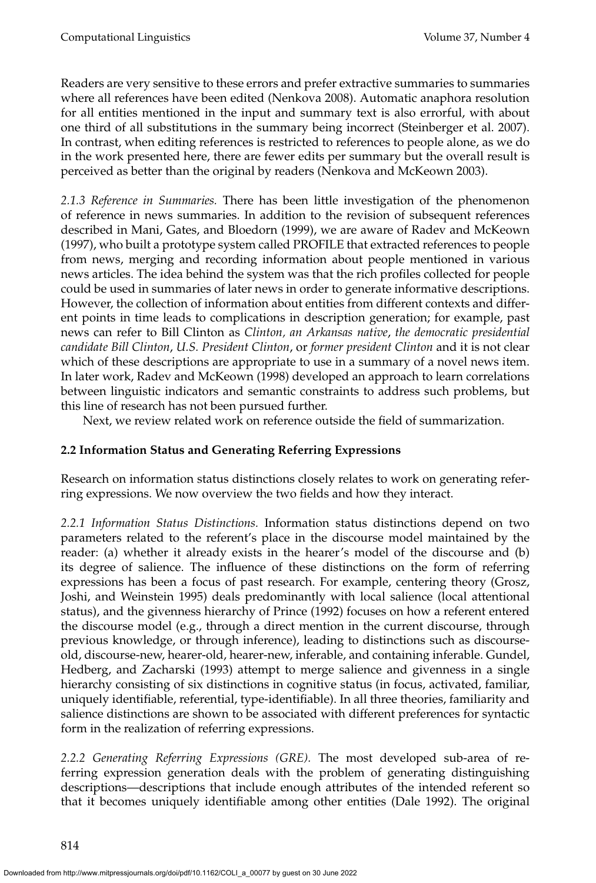Readers are very sensitive to these errors and prefer extractive summaries to summaries where all references have been edited (Nenkova 2008). Automatic anaphora resolution for all entities mentioned in the input and summary text is also errorful, with about one third of all substitutions in the summary being incorrect (Steinberger et al. 2007). In contrast, when editing references is restricted to references to people alone, as we do in the work presented here, there are fewer edits per summary but the overall result is perceived as better than the original by readers (Nenkova and McKeown 2003).

*2.1.3 Reference in Summaries.* There has been little investigation of the phenomenon of reference in news summaries. In addition to the revision of subsequent references described in Mani, Gates, and Bloedorn (1999), we are aware of Radev and McKeown (1997), who built a prototype system called PROFILE that extracted references to people from news, merging and recording information about people mentioned in various news articles. The idea behind the system was that the rich profiles collected for people could be used in summaries of later news in order to generate informative descriptions. However, the collection of information about entities from different contexts and different points in time leads to complications in description generation; for example, past news can refer to Bill Clinton as *Clinton, an Arkansas native*, *the democratic presidential candidate Bill Clinton*, *U.S. President Clinton*, or *former president Clinton* and it is not clear which of these descriptions are appropriate to use in a summary of a novel news item. In later work, Radev and McKeown (1998) developed an approach to learn correlations between linguistic indicators and semantic constraints to address such problems, but this line of research has not been pursued further.

Next, we review related work on reference outside the field of summarization.

### 2.2 Information Status and Generating Referring Expressions

Research on information status distinctions closely relates to work on generating referring expressions. We now overview the two fields and how they interact.

*2.2.1 Information Status Distinctions.* Information status distinctions depend on two parameters related to the referent's place in the discourse model maintained by the reader: (a) whether it already exists in the hearer's model of the discourse and (b) its degree of salience. The influence of these distinctions on the form of referring expressions has been a focus of past research. For example, centering theory (Grosz, Joshi, and Weinstein 1995) deals predominantly with local salience (local attentional status), and the givenness hierarchy of Prince (1992) focuses on how a referent entered the discourse model (e.g., through a direct mention in the current discourse, through previous knowledge, or through inference), leading to distinctions such as discourse-old, discourse-new, hearer-old, hearer-new, inferable, and containing inferable. Gundel, Hedberg, and Zacharski (1993) attempt to merge salience and givenness in a single hierarchy consisting of six distinctions in cognitive status (in focus, activated, familiar, uniquely identifiable, referential, type-identifiable). In all three theories, familiarity and salience distinctions are shown to be associated with different preferences for syntactic form in the realization of referring expressions.

*2.2.2 Generating Referring Expressions (GRE).* The most developed sub-area of referring expression generation deals with the problem of generating distinguishing descriptions—descriptions that include enough attributes of the intended referent so that it becomes uniquely identifiable among other entities (Dale 1992). The original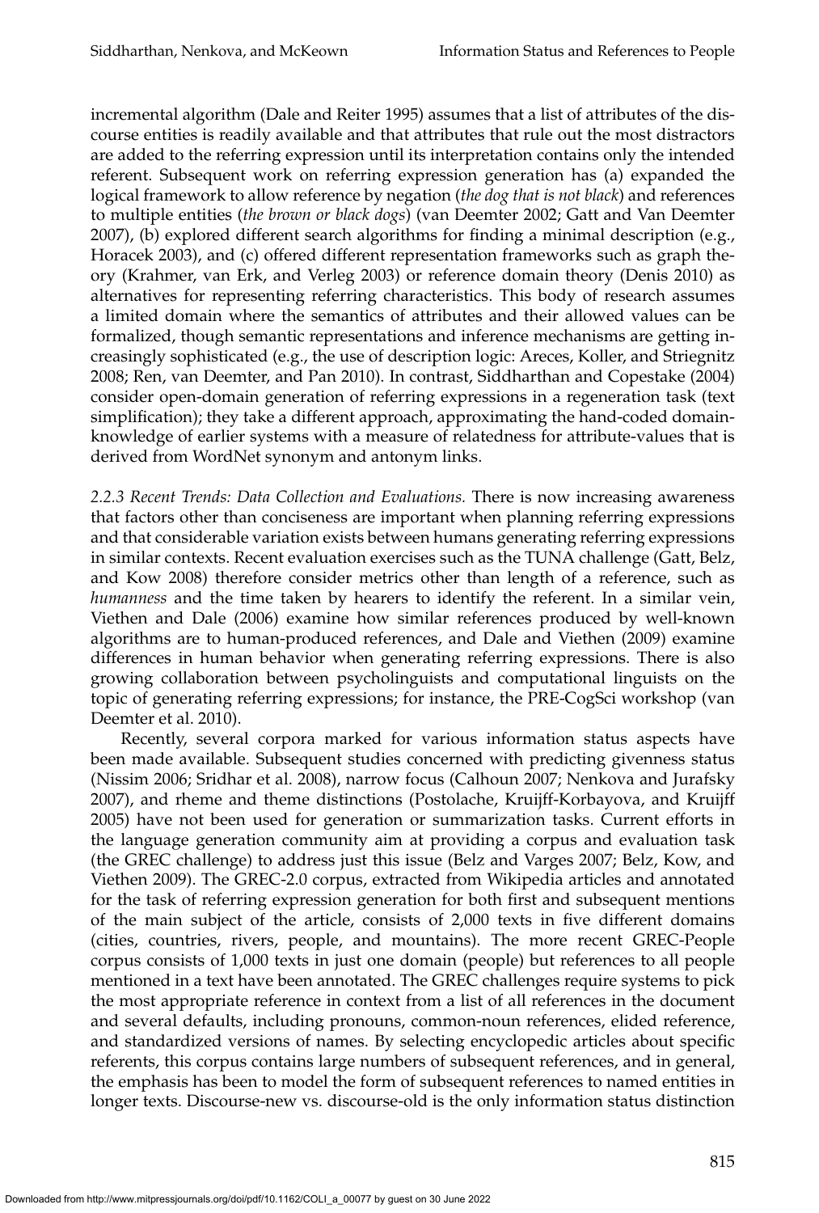incremental algorithm (Dale and Reiter 1995) assumes that a list of attributes of the discourse entities is readily available and that attributes that rule out the most distractors are added to the referring expression until its interpretation contains only the intended referent. Subsequent work on referring expression generation has (a) expanded the logical framework to allow reference by negation (*the dog that is not black*) and references to multiple entities (*the brown or black dogs*) (van Deemter 2002; Gatt and Van Deemter 2007), (b) explored different search algorithms for finding a minimal description (e.g., Horacek 2003), and (c) offered different representation frameworks such as graph theory (Krahmer, van Erk, and Verleg 2003) or reference domain theory (Denis 2010) as alternatives for representing referring characteristics. This body of research assumes a limited domain where the semantics of attributes and their allowed values can be formalized, though semantic representations and inference mechanisms are getting increasingly sophisticated (e.g., the use of description logic: Areces, Koller, and Striegnitz 2008; Ren, van Deemter, and Pan 2010). In contrast, Siddharthan and Copestake (2004) consider open-domain generation of referring expressions in a regeneration task (text simplification); they take a different approach, approximating the hand-coded domain-knowledge of earlier systems with a measure of relatedness for attribute-values that is derived from WordNet synonym and antonym links.

*2.2.3 Recent Trends: Data Collection and Evaluations.* There is now increasing awareness that factors other than conciseness are important when planning referring expressions and that considerable variation exists between humans generating referring expressions in similar contexts. Recent evaluation exercises such as the TUNA challenge (Gatt, Belz, and Kow 2008) therefore consider metrics other than length of a reference, such as *humanness* and the time taken by hearers to identify the referent. In a similar vein, Viethen and Dale (2006) examine how similar references produced by well-known algorithms are to human-produced references, and Dale and Viethen (2009) examine differences in human behavior when generating referring expressions. There is also growing collaboration between psycholinguists and computational linguists on the topic of generating referring expressions; for instance, the PRE-CogSci workshop (van Deemter et al. 2010).

Recently, several corpora marked for various information status aspects have been made available. Subsequent studies concerned with predicting givenness status (Nissim 2006; Sridhar et al. 2008), narrow focus (Calhoun 2007; Nenkova and Jurafsky 2007), and rheme and theme distinctions (Postolache, Kruijff-Korbayova, and Kruijff 2005) have not been used for generation or summarization tasks. Current efforts in the language generation community aim at providing a corpus and evaluation task (the GREC challenge) to address just this issue (Belz and Varges 2007; Belz, Kow, and Viethen 2009). The GREC-2.0 corpus, extracted from Wikipedia articles and annotated for the task of referring expression generation for both first and subsequent mentions of the main subject of the article, consists of 2,000 texts in five different domains (cities, countries, rivers, people, and mountains). The more recent GREC-People corpus consists of 1,000 texts in just one domain (people) but references to all people mentioned in a text have been annotated. The GREC challenges require systems to pick the most appropriate reference in context from a list of all references in the document and several defaults, including pronouns, common-noun references, elided reference, and standardized versions of names. By selecting encyclopedic articles about specific referents, this corpus contains large numbers of subsequent references, and in general, the emphasis has been to model the form of subsequent references to named entities in longer texts. Discourse-new vs. discourse-old is the only information status distinction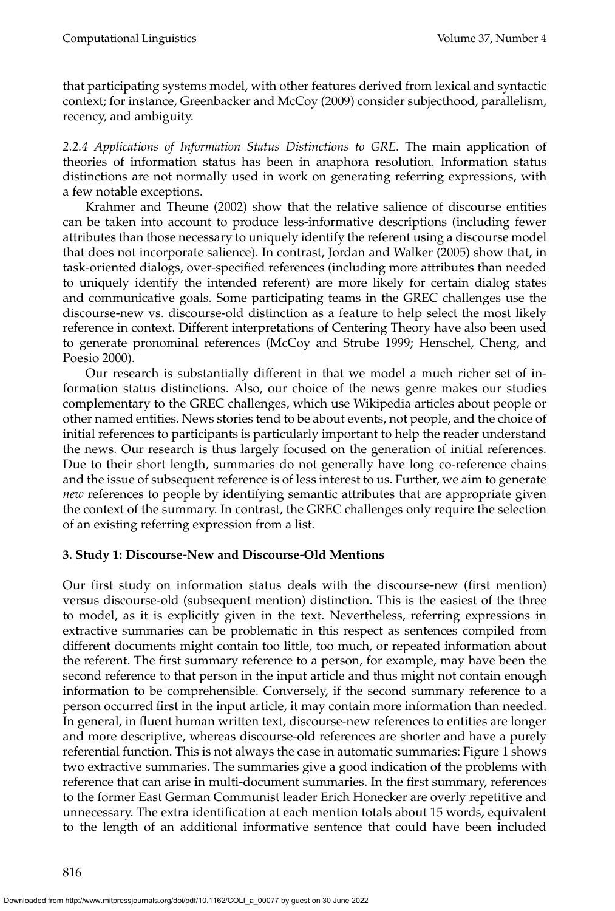that participating systems model, with other features derived from lexical and syntactic context; for instance, Greenbacker and McCoy (2009) consider subjecthood, parallelism, recency, and ambiguity.

*2.2.4 Applications of Information Status Distinctions to GRE.* The main application of theories of information status has been in anaphora resolution. Information status distinctions are not normally used in work on generating referring expressions, with a few notable exceptions.

Krahmer and Theune (2002) show that the relative salience of discourse entities can be taken into account to produce less-informative descriptions (including fewer attributes than those necessary to uniquely identify the referent using a discourse model that does not incorporate salience). In contrast, Jordan and Walker (2005) show that, in task-oriented dialogs, over-specified references (including more attributes than needed to uniquely identify the intended referent) are more likely for certain dialog states and communicative goals. Some participating teams in the GREC challenges use the discourse-new vs. discourse-old distinction as a feature to help select the most likely reference in context. Different interpretations of Centering Theory have also been used to generate pronominal references (McCoy and Strube 1999; Henschel, Cheng, and Poesio 2000).

Our research is substantially different in that we model a much richer set of information status distinctions. Also, our choice of the news genre makes our studies complementary to the GREC challenges, which use Wikipedia articles about people or other named entities. News stories tend to be about events, not people, and the choice of initial references to participants is particularly important to help the reader understand the news. Our research is thus largely focused on the generation of initial references. Due to their short length, summaries do not generally have long co-reference chains and the issue of subsequent reference is of less interest to us. Further, we aim to generate *new* references to people by identifying semantic attributes that are appropriate given the context of the summary. In contrast, the GREC challenges only require the selection of an existing referring expression from a list.

### 3. Study 1: Discourse-New and Discourse-Old Mentions

Our first study on information status deals with the discourse-new (first mention) versus discourse-old (subsequent mention) distinction. This is the easiest of the three to model, as it is explicitly given in the text. Nevertheless, referring expressions in extractive summaries can be problematic in this respect as sentences compiled from different documents might contain too little, too much, or repeated information about the referent. The first summary reference to a person, for example, may have been the second reference to that person in the input article and thus might not contain enough information to be comprehensible. Conversely, if the second summary reference to a person occurred first in the input article, it may contain more information than needed. In general, in fluent human written text, discourse-new references to entities are longer and more descriptive, whereas discourse-old references are shorter and have a purely referential function. This is not always the case in automatic summaries: Figure 1 shows two extractive summaries. The summaries give a good indication of the problems with reference that can arise in multi-document summaries. In the first summary, references to the former East German Communist leader Erich Honecker are overly repetitive and unnecessary. The extra identification at each mention totals about 15 words, equivalent to the length of an additional informative sentence that could have been included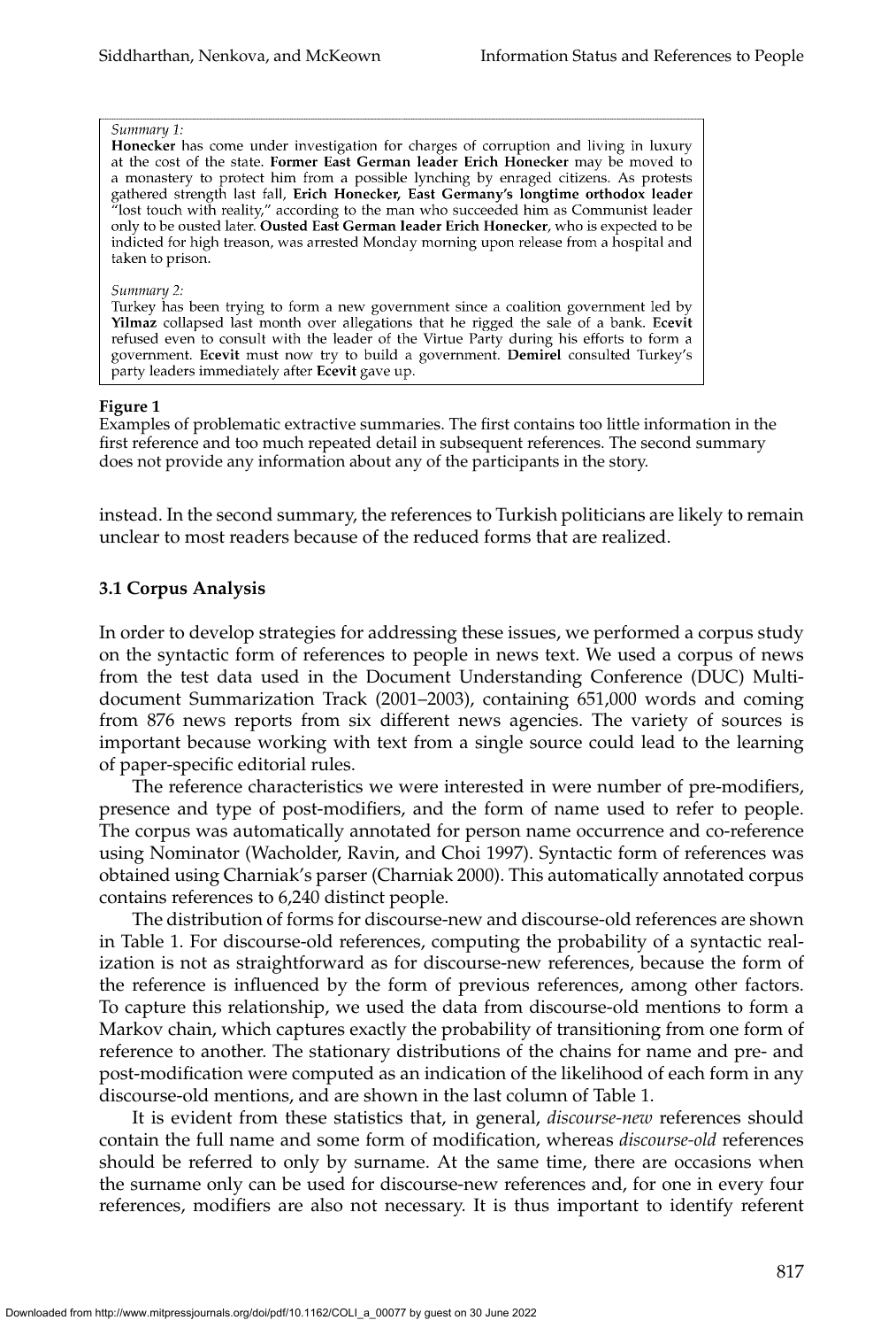*Summary 1:*
**Honecker** has come under investigation for charges of corruption and living in luxury at the cost of the state. **Former East German leader Erich Honecker** may be moved to a monastery to protect him from a possible lynching by enraged citizens. As protests gathered strength last fall, **Erich Honecker, East Germany's longtime orthodox leader** "lost touch with reality," according to the man who succeeded him as Communist leader only to be ousted later. **Ousted East German leader Erich Honecker**, who is expected to be indicted for high treason, was arrested Monday morning upon release from a hospital and taken to prison.

*Summary 2:*
Turkey has been trying to form a new government since a coalition government led by **Yilmaz** collapsed last month over allegations that he rigged the sale of a bank. **Ecevit** refused even to consult with the leader of the Virtue Party during his efforts to form a government. **Ecevit** must now try to build a government. **Demirel** consulted Turkey's party leaders immediately after **Ecevit** gave up.

**Figure 1**
Examples of problematic extractive summaries. The first contains too little information in the first reference and too much repeated detail in subsequent references. The second summary does not provide any information about any of the participants in the story.

instead. In the second summary, the references to Turkish politicians are likely to remain unclear to most readers because of the reduced forms that are realized.

### 3.1 Corpus Analysis

In order to develop strategies for addressing these issues, we performed a corpus study on the syntactic form of references to people in news text. We used a corpus of news from the test data used in the Document Understanding Conference (DUC) Multi-document Summarization Track (2001–2003), containing 651,000 words and coming from 876 news reports from six different news agencies. The variety of sources is important because working with text from a single source could lead to the learning of paper-specific editorial rules.

The reference characteristics we were interested in were number of pre-modifiers, presence and type of post-modifiers, and the form of name used to refer to people. The corpus was automatically annotated for person name occurrence and co-reference using Nominator (Wacholder, Ravin, and Choi 1997). Syntactic form of references was obtained using Charniak's parser (Charniak 2000). This automatically annotated corpus contains references to 6,240 distinct people.

The distribution of forms for discourse-new and discourse-old references are shown in Table 1. For discourse-old references, computing the probability of a syntactic realization is not as straightforward as for discourse-new references, because the form of the reference is influenced by the form of previous references, among other factors. To capture this relationship, we used the data from discourse-old mentions to form a Markov chain, which captures exactly the probability of transitioning from one form of reference to another. The stationary distributions of the chains for name and pre- and post-modification were computed as an indication of the likelihood of each form in any discourse-old mentions, and are shown in the last column of Table 1.

It is evident from these statistics that, in general, *discourse-new* references should contain the full name and some form of modification, whereas *discourse-old* references should be referred to only by surname. At the same time, there are occasions when the surname only can be used for discourse-new references and, for one in every four references, modifiers are also not necessary. It is thus important to identify referent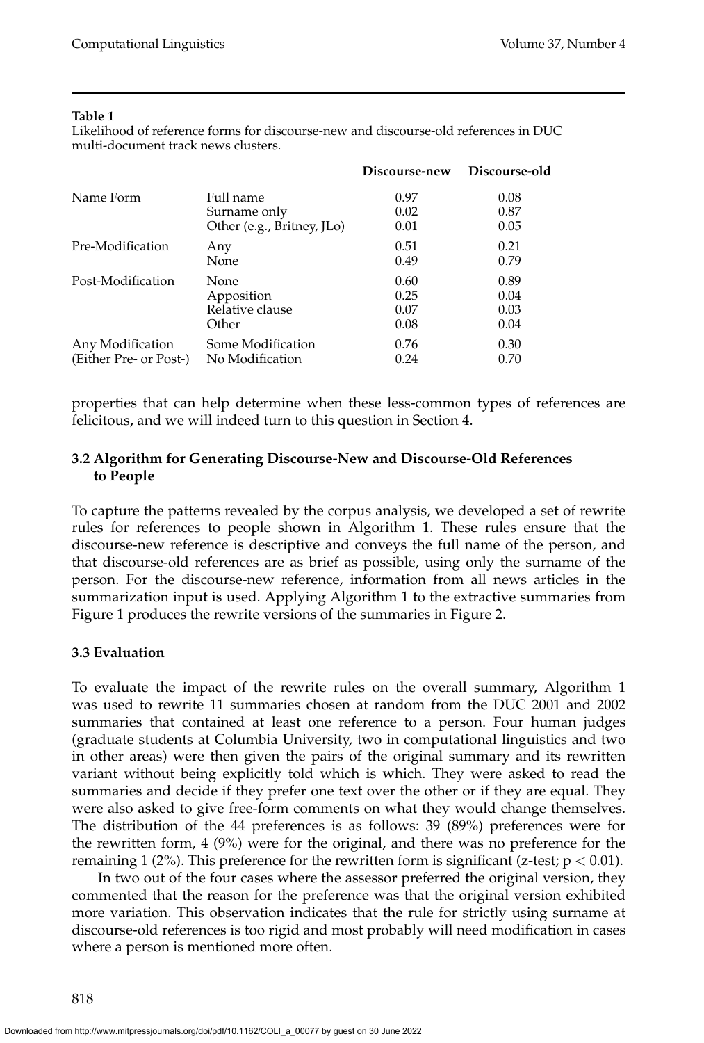**Table 1**
Likelihood of reference forms for discourse-new and discourse-old references in DUC multi-document track news clusters.

| | | Discourse-new | Discourse-old |
|---|---|---|---|
| Name Form | Full name | 0.97 | 0.08 |
| | Surname only | 0.02 | 0.87 |
| | Other (e.g., Britney, JLo) | 0.01 | 0.05 |
| Pre-Modification | Any | 0.51 | 0.21 |
| | None | 0.49 | 0.79 |
| Post-Modification | None | 0.60 | 0.89 |
| | Apposition | 0.25 | 0.04 |
| | Relative clause | 0.07 | 0.03 |
| | Other | 0.08 | 0.04 |
| Any Modification (Either Pre- or Post-) | Some Modification | 0.76 | 0.30 |
| | No Modification | 0.24 | 0.70 |

properties that can help determine when these less-common types of references are felicitous, and we will indeed turn to this question in Section 4.

### 3.2 Algorithm for Generating Discourse-New and Discourse-Old References to People

To capture the patterns revealed by the corpus analysis, we developed a set of rewrite rules for references to people shown in Algorithm 1. These rules ensure that the discourse-new reference is descriptive and conveys the full name of the person, and that discourse-old references are as brief as possible, using only the surname of the person. For the discourse-new reference, information from all news articles in the summarization input is used. Applying Algorithm 1 to the extractive summaries from Figure 1 produces the rewrite versions of the summaries in Figure 2.

### 3.3 Evaluation

To evaluate the impact of the rewrite rules on the overall summary, Algorithm 1 was used to rewrite 11 summaries chosen at random from the DUC 2001 and 2002 summaries that contained at least one reference to a person. Four human judges (graduate students at Columbia University, two in computational linguistics and two in other areas) were then given the pairs of the original summary and its rewritten variant without being explicitly told which is which. They were asked to read the summaries and decide if they prefer one text over the other or if they are equal. They were also asked to give free-form comments on what they would change themselves. The distribution of the 44 preferences is as follows: 39 (89%) preferences were for the rewritten form, 4 (9%) were for the original, and there was no preference for the remaining 1 (2%). This preference for the rewritten form is significant (z-test; $p < 0.01$).

In two out of the four cases where the assessor preferred the original version, they commented that the reason for the preference was that the original version exhibited more variation. This observation indicates that the rule for strictly using surname at discourse-old references is too rigid and most probably will need modification in cases where a person is mentioned more often.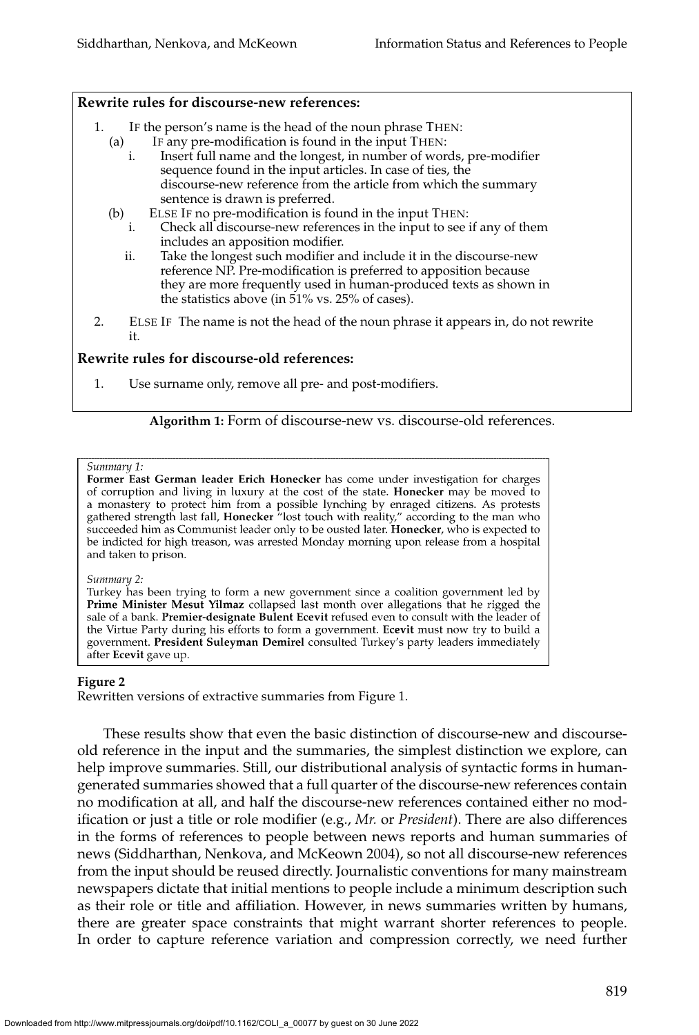**Rewrite rules for discourse-new references:**

1. IF the person's name is the head of the noun phrase THEN:
   (a) IF any pre-modification is found in the input THEN:
      i. Insert full name and the longest, in number of words, pre-modifier sequence found in the input articles. In case of ties, the discourse-new reference from the article from which the summary sentence is drawn is preferred.
   (b) ELSE IF no pre-modification is found in the input THEN:
      i. Check all discourse-new references in the input to see if any of them includes an apposition modifier.
      ii. Take the longest such modifier and include it in the discourse-new reference NP. Pre-modification is preferred to apposition because they are more frequently used in human-produced texts as shown in the statistics above (in 51% vs. 25% of cases).
2. ELSE IF The name is not the head of the noun phrase it appears in, do not rewrite it.

**Rewrite rules for discourse-old references:**

1. Use surname only, remove all pre- and post-modifiers.

**Algorithm 1:** Form of discourse-new vs. discourse-old references.

*Summary 1:*
**Former East German leader Erich Honecker** has come under investigation for charges of corruption and living in luxury at the cost of the state. **Honecker** may be moved to a monastery to protect him from a possible lynching by enraged citizens. As protests gathered strength last fall, **Honecker** "lost touch with reality," according to the man who succeeded him as Communist leader only to be ousted later. **Honecker**, who is expected to be indicted for high treason, was arrested Monday morning upon release from a hospital and taken to prison.

*Summary 2:*
Turkey has been trying to form a new government since a coalition government led by **Prime Minister Mesut Yilmaz** collapsed last month over allegations that he rigged the sale of a bank. **Premier-designate Bulent Ecevit** refused even to consult with the leader of the Virtue Party during his efforts to form a government. **Ecevit** must now try to build a government. **President Suleyman Demirel** consulted Turkey's party leaders immediately after **Ecevit** gave up.

**Figure 2**
Rewritten versions of extractive summaries from Figure 1.

These results show that even the basic distinction of discourse-new and discourse-old reference in the input and the summaries, the simplest distinction we explore, can help improve summaries. Still, our distributional analysis of syntactic forms in human-generated summaries showed that a full quarter of the discourse-new references contain no modification at all, and half the discourse-new references contained either no modification or just a title or role modifier (e.g., *Mr.* or *President*). There are also differences in the forms of references to people between news reports and human summaries of news (Siddharthan, Nenkova, and McKeown 2004), so not all discourse-new references from the input should be reused directly. Journalistic conventions for many mainstream newspapers dictate that initial mentions to people include a minimum description such as their role or title and affiliation. However, in news summaries written by humans, there are greater space constraints that might warrant shorter references to people. In order to capture reference variation and compression correctly, we need further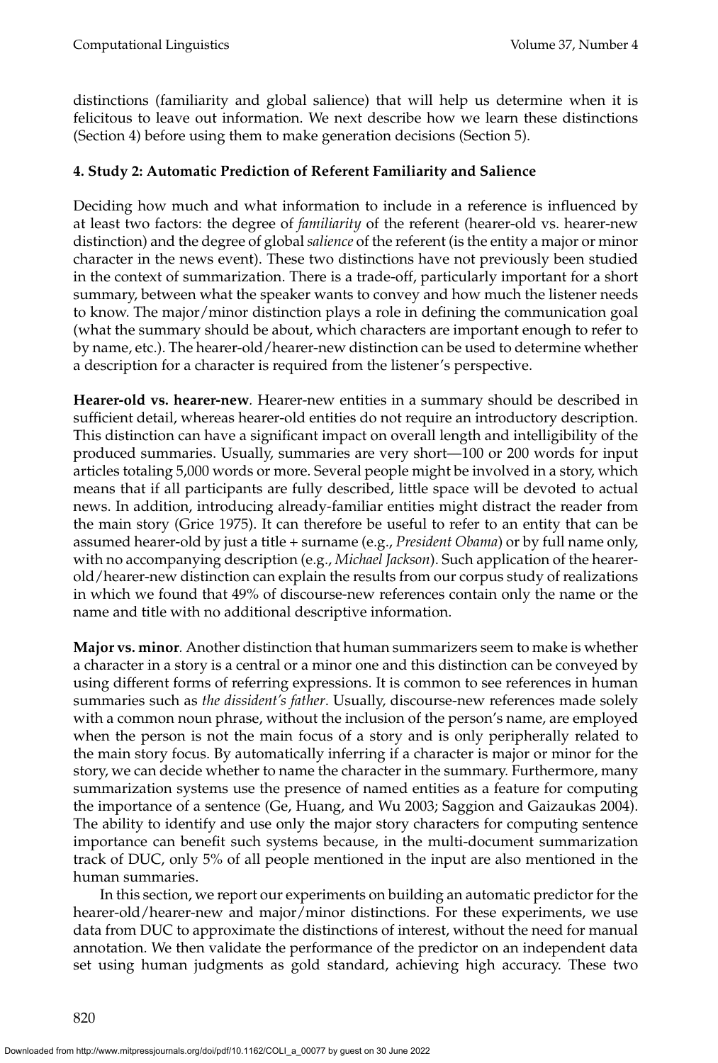distinctions (familiarity and global salience) that will help us determine when it is felicitous to leave out information. We next describe how we learn these distinctions (Section 4) before using them to make generation decisions (Section 5).

## 4. Study 2: Automatic Prediction of Referent Familiarity and Salience

Deciding how much and what information to include in a reference is influenced by at least two factors: the degree of *familiarity* of the referent (hearer-old vs. hearer-new distinction) and the degree of global *salience* of the referent (is the entity a major or minor character in the news event). These two distinctions have not previously been studied in the context of summarization. There is a trade-off, particularly important for a short summary, between what the speaker wants to convey and how much the listener needs to know. The major/minor distinction plays a role in defining the communication goal (what the summary should be about, which characters are important enough to refer to by name, etc.). The hearer-old/hearer-new distinction can be used to determine whether a description for a character is required from the listener's perspective.

**Hearer-old vs. hearer-new**. Hearer-new entities in a summary should be described in sufficient detail, whereas hearer-old entities do not require an introductory description. This distinction can have a significant impact on overall length and intelligibility of the produced summaries. Usually, summaries are very short—100 or 200 words for input articles totaling 5,000 words or more. Several people might be involved in a story, which means that if all participants are fully described, little space will be devoted to actual news. In addition, introducing already-familiar entities might distract the reader from the main story (Grice 1975). It can therefore be useful to refer to an entity that can be assumed hearer-old by just a title + surname (e.g., *President Obama*) or by full name only, with no accompanying description (e.g., *Michael Jackson*). Such application of the hearer-old/hearer-new distinction can explain the results from our corpus study of realizations in which we found that 49% of discourse-new references contain only the name or the name and title with no additional descriptive information.

**Major vs. minor**. Another distinction that human summarizers seem to make is whether a character in a story is a central or a minor one and this distinction can be conveyed by using different forms of referring expressions. It is common to see references in human summaries such as *the dissident's father*. Usually, discourse-new references made solely with a common noun phrase, without the inclusion of the person's name, are employed when the person is not the main focus of a story and is only peripherally related to the main story focus. By automatically inferring if a character is major or minor for the story, we can decide whether to name the character in the summary. Furthermore, many summarization systems use the presence of named entities as a feature for computing the importance of a sentence (Ge, Huang, and Wu 2003; Saggion and Gaizaukas 2004). The ability to identify and use only the major story characters for computing sentence importance can benefit such systems because, in the multi-document summarization track of DUC, only 5% of all people mentioned in the input are also mentioned in the human summaries.

In this section, we report our experiments on building an automatic predictor for the hearer-old/hearer-new and major/minor distinctions. For these experiments, we use data from DUC to approximate the distinctions of interest, without the need for manual annotation. We then validate the performance of the predictor on an independent data set using human judgments as gold standard, achieving high accuracy. These two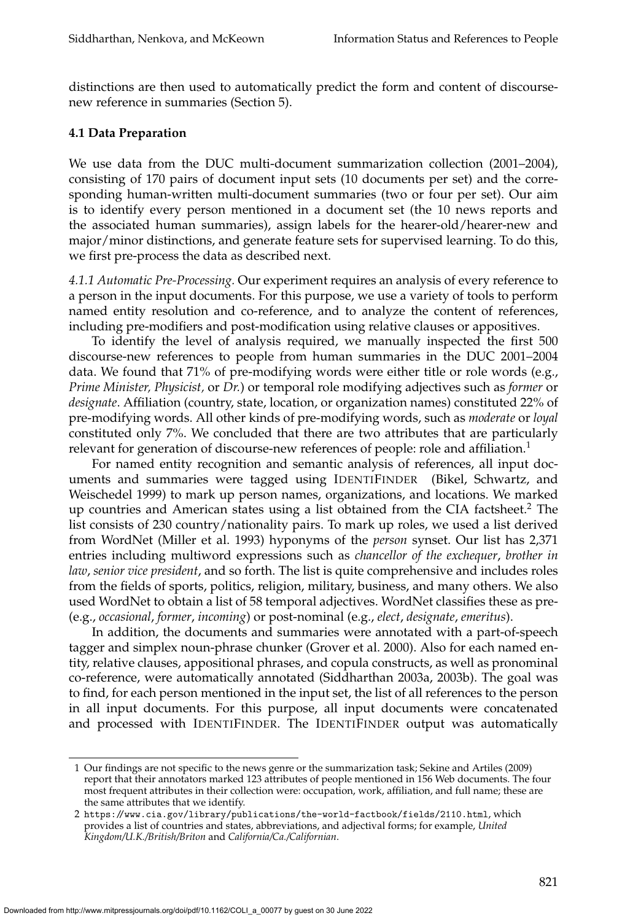distinctions are then used to automatically predict the form and content of discourse-new reference in summaries (Section 5).

### 4.1 Data Preparation

We use data from the DUC multi-document summarization collection (2001–2004), consisting of 170 pairs of document input sets (10 documents per set) and the corresponding human-written multi-document summaries (two or four per set). Our aim is to identify every person mentioned in a document set (the 10 news reports and the associated human summaries), assign labels for the hearer-old/hearer-new and major/minor distinctions, and generate feature sets for supervised learning. To do this, we first pre-process the data as described next.

*4.1.1 Automatic Pre-Processing.* Our experiment requires an analysis of every reference to a person in the input documents. For this purpose, we use a variety of tools to perform named entity resolution and co-reference, and to analyze the content of references, including pre-modifiers and post-modification using relative clauses or appositives.

To identify the level of analysis required, we manually inspected the first 500 discourse-new references to people from human summaries in the DUC 2001–2004 data. We found that 71% of pre-modifying words were either title or role words (e.g., *Prime Minister, Physicist,* or *Dr.*) or temporal role modifying adjectives such as *former* or *designate*. Affiliation (country, state, location, or organization names) constituted 22% of pre-modifying words. All other kinds of pre-modifying words, such as *moderate* or *loyal* constituted only 7%. We concluded that there are two attributes that are particularly relevant for generation of discourse-new references of people: role and affiliation.[1]

For named entity recognition and semantic analysis of references, all input documents and summaries were tagged using IDENTIFINDER (Bikel, Schwartz, and Weischedel 1999) to mark up person names, organizations, and locations. We marked up countries and American states using a list obtained from the CIA factsheet.[2] The list consists of 230 country/nationality pairs. To mark up roles, we used a list derived from WordNet (Miller et al. 1993) hyponyms of the *person* synset. Our list has 2,371 entries including multiword expressions such as *chancellor of the exchequer*, *brother in law*, *senior vice president*, and so forth. The list is quite comprehensive and includes roles from the fields of sports, politics, religion, military, business, and many others. We also used WordNet to obtain a list of 58 temporal adjectives. WordNet classifies these as pre- (e.g., *occasional*, *former*, *incoming*) or post-nominal (e.g., *elect*, *designate*, *emeritus*).

In addition, the documents and summaries were annotated with a part-of-speech tagger and simplex noun-phrase chunker (Grover et al. 2000). Also for each named entity, relative clauses, appositional phrases, and copula constructs, as well as pronominal co-reference, were automatically annotated (Siddharthan 2003a, 2003b). The goal was to find, for each person mentioned in the input set, the list of all references to the person in all input documents. For this purpose, all input documents were concatenated and processed with IDENTIFINDER. The IDENTIFINDER output was automatically

---

1 Our findings are not specific to the news genre or the summarization task; Sekine and Artiles (2009) report that their annotators marked 123 attributes of people mentioned in 156 Web documents. The four most frequent attributes in their collection were: occupation, work, affiliation, and full name; these are the same attributes that we identify.

2 `https://www.cia.gov/library/publications/the-world-factbook/fields/2110.html`, which provides a list of countries and states, abbreviations, and adjectival forms; for example, *United Kingdom/U.K./British/Briton* and *California/Ca./Californian*.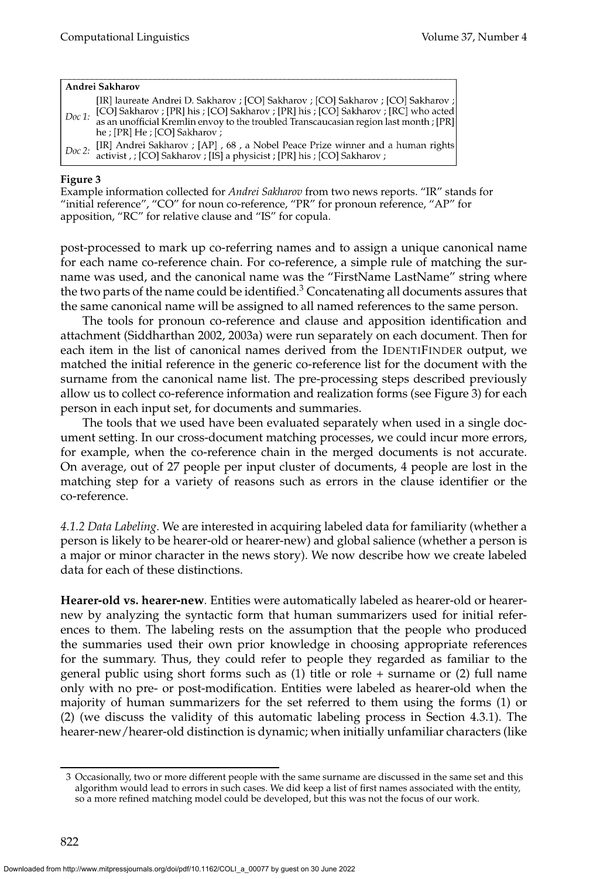| **Andrei Sakharov** | |
|---|---|
| *Doc 1:* | [IR] laureate Andrei D. Sakharov ; [CO] Sakharov ; [CO] Sakharov ; [CO] Sakharov ; [CO] Sakharov ; [PR] his ; [CO] Sakharov ; [PR] his ; [CO] Sakharov ; [RC] who acted as an unofficial Kremlin envoy to the troubled Transcaucasian region last month ; [PR] he ; [PR] He ; [CO] Sakharov ; |
| *Doc 2:* | [IR] Andrei Sakharov ; [AP] , 68 , a Nobel Peace Prize winner and a human rights activist , ; [CO] Sakharov ; [IS] a physicist ; [PR] his ; [CO] Sakharov ; |

**Figure 3**
Example information collected for *Andrei Sakharov* from two news reports. "IR" stands for "initial reference", "CO" for noun co-reference, "PR" for pronoun reference, "AP" for apposition, "RC" for relative clause and "IS" for copula.

post-processed to mark up co-referring names and to assign a unique canonical name for each name co-reference chain. For co-reference, a simple rule of matching the surname was used, and the canonical name was the "FirstName LastName" string where the two parts of the name could be identified.[3] Concatenating all documents assures that the same canonical name will be assigned to all named references to the same person.

The tools for pronoun co-reference and clause and apposition identification and attachment (Siddharthan 2002, 2003a) were run separately on each document. Then for each item in the list of canonical names derived from the IDENTIFINDER output, we matched the initial reference in the generic co-reference list for the document with the surname from the canonical name list. The pre-processing steps described previously allow us to collect co-reference information and realization forms (see Figure 3) for each person in each input set, for documents and summaries.

The tools that we used have been evaluated separately when used in a single document setting. In our cross-document matching processes, we could incur more errors, for example, when the co-reference chain in the merged documents is not accurate. On average, out of 27 people per input cluster of documents, 4 people are lost in the matching step for a variety of reasons such as errors in the clause identifier or the co-reference.

*4.1.2 Data Labeling.* We are interested in acquiring labeled data for familiarity (whether a person is likely to be hearer-old or hearer-new) and global salience (whether a person is a major or minor character in the news story). We now describe how we create labeled data for each of these distinctions.

**Hearer-old vs. hearer-new**. Entities were automatically labeled as hearer-old or hearer-new by analyzing the syntactic form that human summarizers used for initial references to them. The labeling rests on the assumption that the people who produced the summaries used their own prior knowledge in choosing appropriate references for the summary. Thus, they could refer to people they regarded as familiar to the general public using short forms such as (1) title or role + surname or (2) full name only with no pre- or post-modification. Entities were labeled as hearer-old when the majority of human summarizers for the set referred to them using the forms (1) or (2) (we discuss the validity of this automatic labeling process in Section 4.3.1). The hearer-new/hearer-old distinction is dynamic; when initially unfamiliar characters (like

3 Occasionally, two or more different people with the same surname are discussed in the same set and this algorithm would lead to errors in such cases. We did keep a list of first names associated with the entity, so a more refined matching model could be developed, but this was not the focus of our work.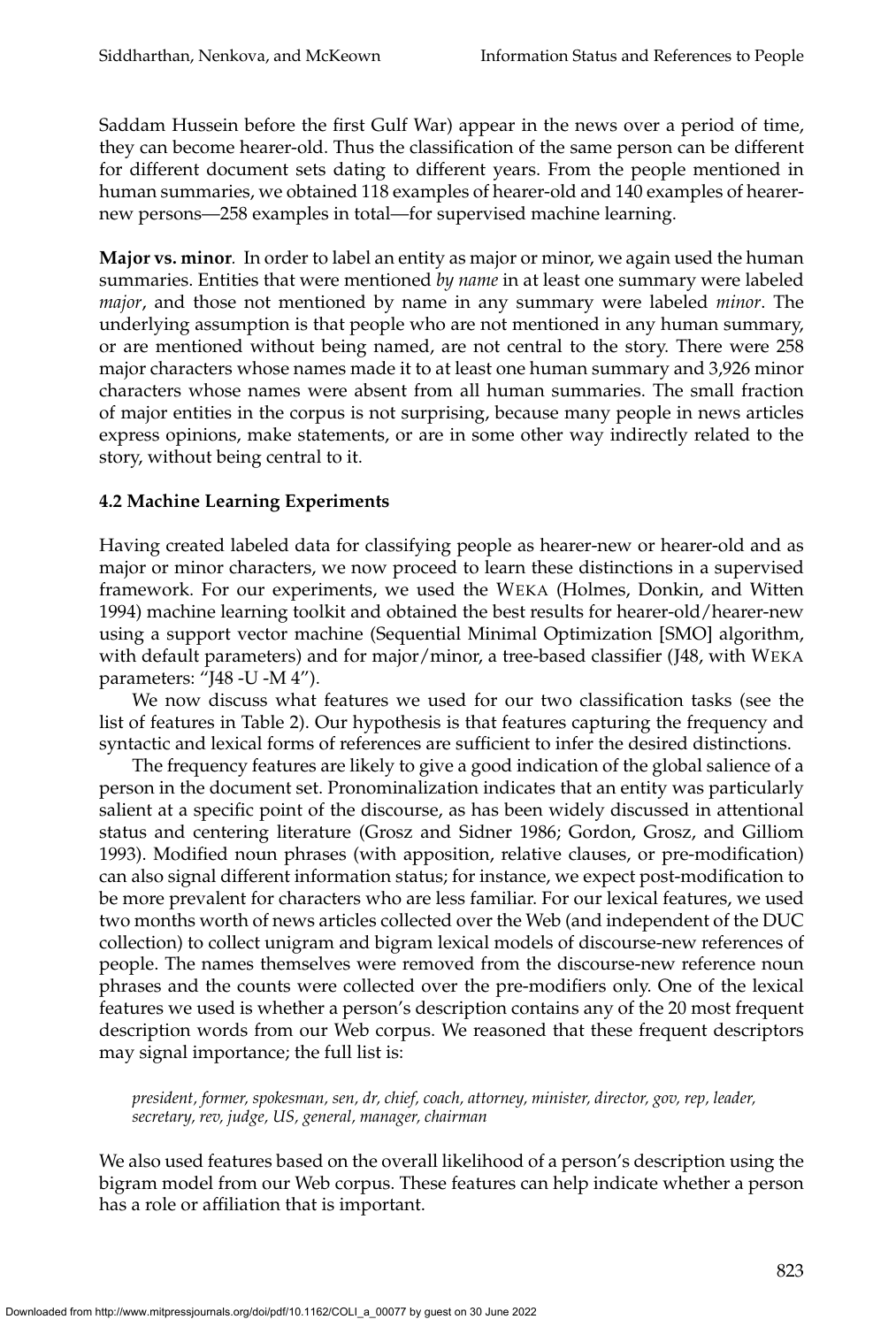Saddam Hussein before the first Gulf War) appear in the news over a period of time, they can become hearer-old. Thus the classification of the same person can be different for different document sets dating to different years. From the people mentioned in human summaries, we obtained 118 examples of hearer-old and 140 examples of hearer-new persons—258 examples in total—for supervised machine learning.

**Major vs. minor**. In order to label an entity as major or minor, we again used the human summaries. Entities that were mentioned *by name* in at least one summary were labeled *major*, and those not mentioned by name in any summary were labeled *minor*. The underlying assumption is that people who are not mentioned in any human summary, or are mentioned without being named, are not central to the story. There were 258 major characters whose names made it to at least one human summary and 3,926 minor characters whose names were absent from all human summaries. The small fraction of major entities in the corpus is not surprising, because many people in news articles express opinions, make statements, or are in some other way indirectly related to the story, without being central to it.

### 4.2 Machine Learning Experiments

Having created labeled data for classifying people as hearer-new or hearer-old and as major or minor characters, we now proceed to learn these distinctions in a supervised framework. For our experiments, we used the WEKA (Holmes, Donkin, and Witten 1994) machine learning toolkit and obtained the best results for hearer-old/hearer-new using a support vector machine (Sequential Minimal Optimization [SMO] algorithm, with default parameters) and for major/minor, a tree-based classifier (J48, with WEKA parameters: "J48 -U -M 4").

We now discuss what features we used for our two classification tasks (see the list of features in Table 2). Our hypothesis is that features capturing the frequency and syntactic and lexical forms of references are sufficient to infer the desired distinctions.

The frequency features are likely to give a good indication of the global salience of a person in the document set. Pronominalization indicates that an entity was particularly salient at a specific point of the discourse, as has been widely discussed in attentional status and centering literature (Grosz and Sidner 1986; Gordon, Grosz, and Gilliom 1993). Modified noun phrases (with apposition, relative clauses, or pre-modification) can also signal different information status; for instance, we expect post-modification to be more prevalent for characters who are less familiar. For our lexical features, we used two months worth of news articles collected over the Web (and independent of the DUC collection) to collect unigram and bigram lexical models of discourse-new references of people. The names themselves were removed from the discourse-new reference noun phrases and the counts were collected over the pre-modifiers only. One of the lexical features we used is whether a person's description contains any of the 20 most frequent description words from our Web corpus. We reasoned that these frequent descriptors may signal importance; the full list is:

*president, former, spokesman, sen, dr, chief, coach, attorney, minister, director, gov, rep, leader, secretary, rev, judge, US, general, manager, chairman*

We also used features based on the overall likelihood of a person's description using the bigram model from our Web corpus. These features can help indicate whether a person has a role or affiliation that is important.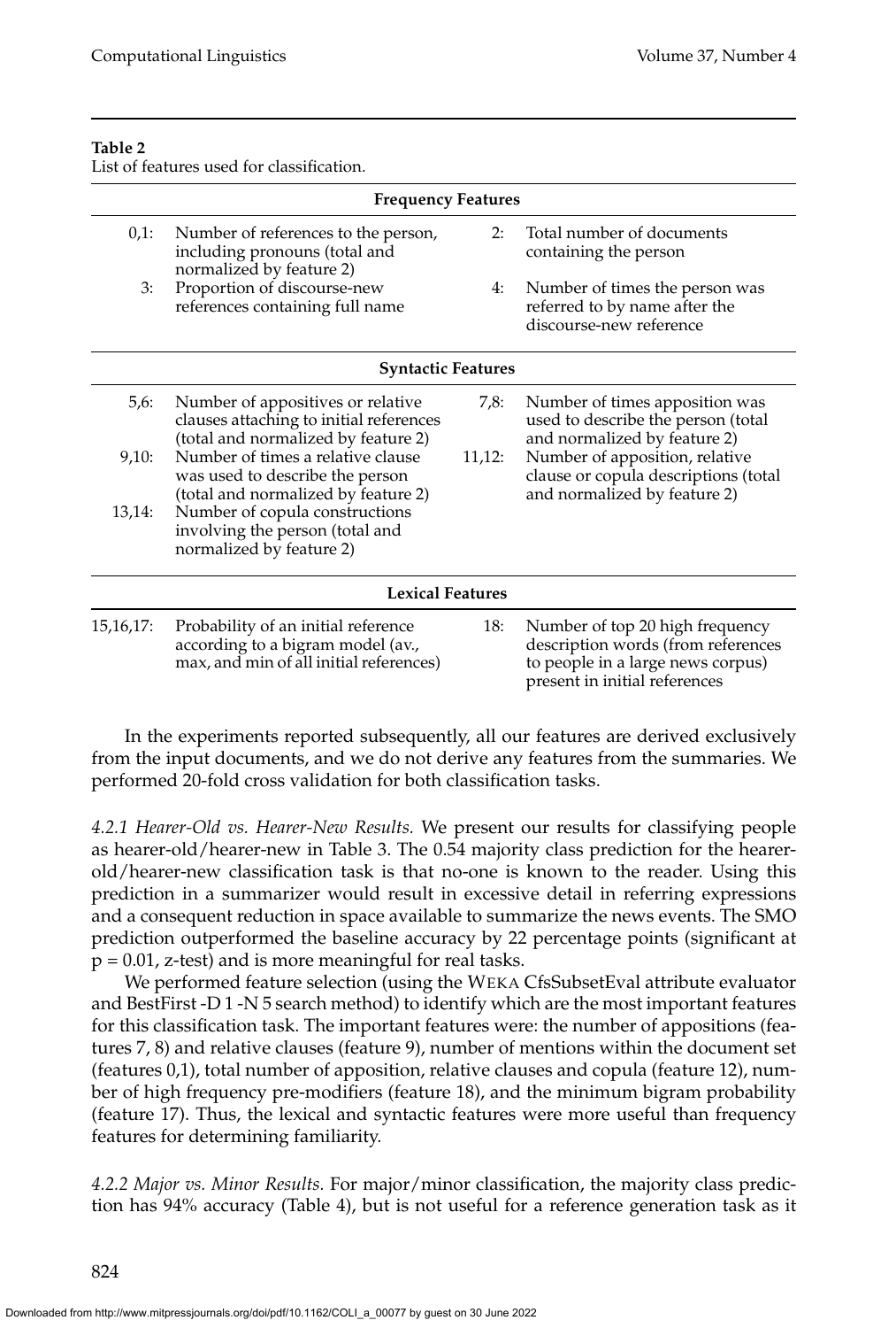**Table 2**
List of features used for classification.

| | | | |
|---|---|---|---|
| **Frequency Features** | | | |
| 0,1: | Number of references to the person, including pronouns (total and normalized by feature 2) | 2: | Total number of documents containing the person |
| 3: | Proportion of discourse-new references containing full name | 4: | Number of times the person was referred to by name after the discourse-new reference |
| **Syntactic Features** | | | |
| 5,6: | Number of appositives or relative clauses attaching to initial references (total and normalized by feature 2) | 7,8: | Number of times apposition was used to describe the person (total and normalized by feature 2) |
| 9,10: | Number of times a relative clause was used to describe the person (total and normalized by feature 2) | 11,12: | Number of apposition, relative clause or copula descriptions (total and normalized by feature 2) |
| 13,14: | Number of copula constructions involving the person (total and normalized by feature 2) | | |
| **Lexical Features** | | | |
| 15,16,17: | Probability of an initial reference according to a bigram model (av., max, and min of all initial references) | 18: | Number of top 20 high frequency description words (from references to people in a large news corpus) present in initial references |

In the experiments reported subsequently, all our features are derived exclusively from the input documents, and we do not derive any features from the summaries. We performed 20-fold cross validation for both classification tasks.

*4.2.1 Hearer-Old vs. Hearer-New Results.* We present our results for classifying people as hearer-old/hearer-new in Table 3. The 0.54 majority class prediction for the hearer-old/hearer-new classification task is that no-one is known to the reader. Using this prediction in a summarizer would result in excessive detail in referring expressions and a consequent reduction in space available to summarize the news events. The SMO prediction outperformed the baseline accuracy by 22 percentage points (significant at $p = 0.01$, z-test) and is more meaningful for real tasks.

We performed feature selection (using the WEKA CfsSubsetEval attribute evaluator and BestFirst -D 1 -N 5 search method) to identify which are the most important features for this classification task. The important features were: the number of appositions (features 7, 8) and relative clauses (feature 9), number of mentions within the document set (features 0,1), total number of apposition, relative clauses and copula (feature 12), number of high frequency pre-modifiers (feature 18), and the minimum bigram probability (feature 17). Thus, the lexical and syntactic features were more useful than frequency features for determining familiarity.

*4.2.2 Major vs. Minor Results.* For major/minor classification, the majority class prediction has 94% accuracy (Table 4), but is not useful for a reference generation task as it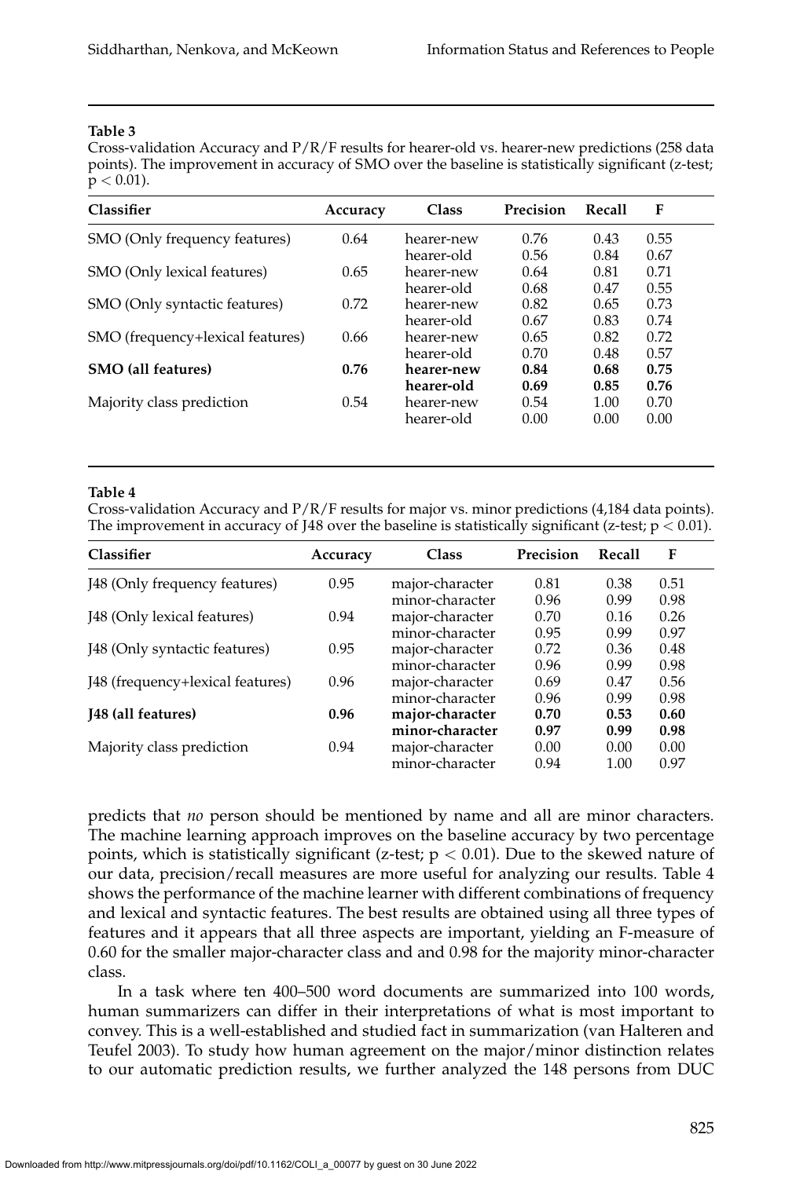**Table 3**
Cross-validation Accuracy and P/R/F results for hearer-old vs. hearer-new predictions (258 data points). The improvement in accuracy of SMO over the baseline is statistically significant (z-test; $p < 0.01$).

| Classifier | Accuracy | Class | Precision | Recall | F |
|---|---|---|---|---|---|
| SMO (Only frequency features) | 0.64 | hearer-new | 0.76 | 0.43 | 0.55 |
| | | hearer-old | 0.56 | 0.84 | 0.67 |
| SMO (Only lexical features) | 0.65 | hearer-new | 0.64 | 0.81 | 0.71 |
| | | hearer-old | 0.68 | 0.47 | 0.55 |
| SMO (Only syntactic features) | 0.72 | hearer-new | 0.82 | 0.65 | 0.73 |
| | | hearer-old | 0.67 | 0.83 | 0.74 |
| SMO (frequency+lexical features) | 0.66 | hearer-new | 0.65 | 0.82 | 0.72 |
| | | hearer-old | 0.70 | 0.48 | 0.57 |
| **SMO (all features)** | **0.76** | **hearer-new** | **0.84** | **0.68** | **0.75** |
| | | **hearer-old** | **0.69** | **0.85** | **0.76** |
| Majority class prediction | 0.54 | hearer-new | 0.54 | 1.00 | 0.70 |
| | | hearer-old | 0.00 | 0.00 | 0.00 |

**Table 4**
Cross-validation Accuracy and P/R/F results for major vs. minor predictions (4,184 data points). The improvement in accuracy of J48 over the baseline is statistically significant (z-test; $p < 0.01$).

| Classifier | Accuracy | Class | Precision | Recall | F |
|---|---|---|---|---|---|
| J48 (Only frequency features) | 0.95 | major-character | 0.81 | 0.38 | 0.51 |
| | | minor-character | 0.96 | 0.99 | 0.98 |
| J48 (Only lexical features) | 0.94 | major-character | 0.70 | 0.16 | 0.26 |
| | | minor-character | 0.95 | 0.99 | 0.97 |
| J48 (Only syntactic features) | 0.95 | major-character | 0.72 | 0.36 | 0.48 |
| | | minor-character | 0.96 | 0.99 | 0.98 |
| J48 (frequency+lexical features) | 0.96 | major-character | 0.69 | 0.47 | 0.56 |
| | | minor-character | 0.96 | 0.99 | 0.98 |
| **J48 (all features)** | **0.96** | **major-character** | **0.70** | **0.53** | **0.60** |
| | | **minor-character** | **0.97** | **0.99** | **0.98** |
| Majority class prediction | 0.94 | major-character | 0.00 | 0.00 | 0.00 |
| | | minor-character | 0.94 | 1.00 | 0.97 |

predicts that *no* person should be mentioned by name and all are minor characters. The machine learning approach improves on the baseline accuracy by two percentage points, which is statistically significant (z-test; $p < 0.01$). Due to the skewed nature of our data, precision/recall measures are more useful for analyzing our results. Table 4 shows the performance of the machine learner with different combinations of frequency and lexical and syntactic features. The best results are obtained using all three types of features and it appears that all three aspects are important, yielding an F-measure of 0.60 for the smaller major-character class and and 0.98 for the majority minor-character class.

In a task where ten 400–500 word documents are summarized into 100 words, human summarizers can differ in their interpretations of what is most important to convey. This is a well-established and studied fact in summarization (van Halteren and Teufel 2003). To study how human agreement on the major/minor distinction relates to our automatic prediction results, we further analyzed the 148 persons from DUC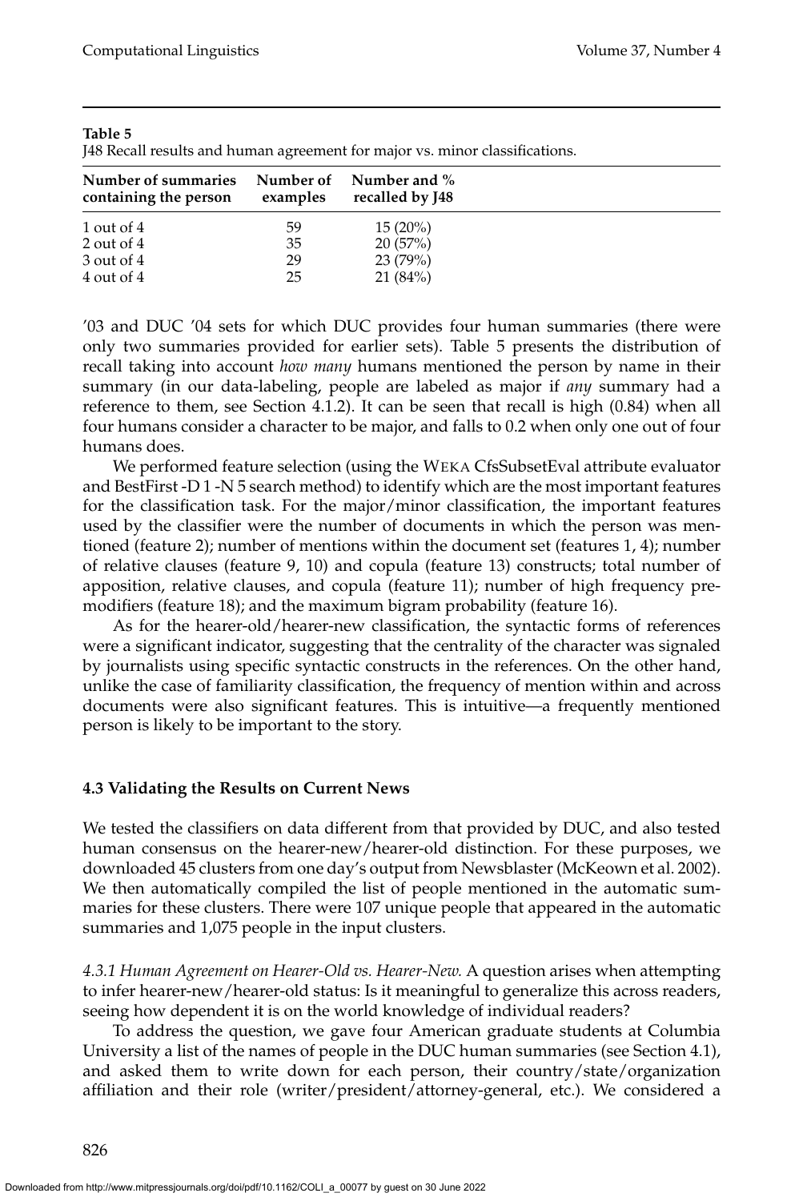**Table 5**
J48 Recall results and human agreement for major vs. minor classifications.

| Number of summaries containing the person | Number of examples | Number and % recalled by J48 |
|---|---|---|
| 1 out of 4 | 59 | 15 (20%) |
| 2 out of 4 | 35 | 20 (57%) |
| 3 out of 4 | 29 | 23 (79%) |
| 4 out of 4 | 25 | 21 (84%) |

'03 and DUC '04 sets for which DUC provides four human summaries (there were only two summaries provided for earlier sets). Table 5 presents the distribution of recall taking into account *how many* humans mentioned the person by name in their summary (in our data-labeling, people are labeled as major if *any* summary had a reference to them, see Section 4.1.2). It can be seen that recall is high (0.84) when all four humans consider a character to be major, and falls to 0.2 when only one out of four humans does.

We performed feature selection (using the WEKA CfsSubsetEval attribute evaluator and BestFirst -D 1 -N 5 search method) to identify which are the most important features for the classification task. For the major/minor classification, the important features used by the classifier were the number of documents in which the person was mentioned (feature 2); number of mentions within the document set (features 1, 4); number of relative clauses (feature 9, 10) and copula (feature 13) constructs; total number of apposition, relative clauses, and copula (feature 11); number of high frequency premodifiers (feature 18); and the maximum bigram probability (feature 16).

As for the hearer-old/hearer-new classification, the syntactic forms of references were a significant indicator, suggesting that the centrality of the character was signaled by journalists using specific syntactic constructs in the references. On the other hand, unlike the case of familiarity classification, the frequency of mention within and across documents were also significant features. This is intuitive—a frequently mentioned person is likely to be important to the story.

### 4.3 Validating the Results on Current News

We tested the classifiers on data different from that provided by DUC, and also tested human consensus on the hearer-new/hearer-old distinction. For these purposes, we downloaded 45 clusters from one day's output from Newsblaster (McKeown et al. 2002). We then automatically compiled the list of people mentioned in the automatic summaries for these clusters. There were 107 unique people that appeared in the automatic summaries and 1,075 people in the input clusters.

*4.3.1 Human Agreement on Hearer-Old vs. Hearer-New.* A question arises when attempting to infer hearer-new/hearer-old status: Is it meaningful to generalize this across readers, seeing how dependent it is on the world knowledge of individual readers?

To address the question, we gave four American graduate students at Columbia University a list of the names of people in the DUC human summaries (see Section 4.1), and asked them to write down for each person, their country/state/organization affiliation and their role (writer/president/attorney-general, etc.). We considered a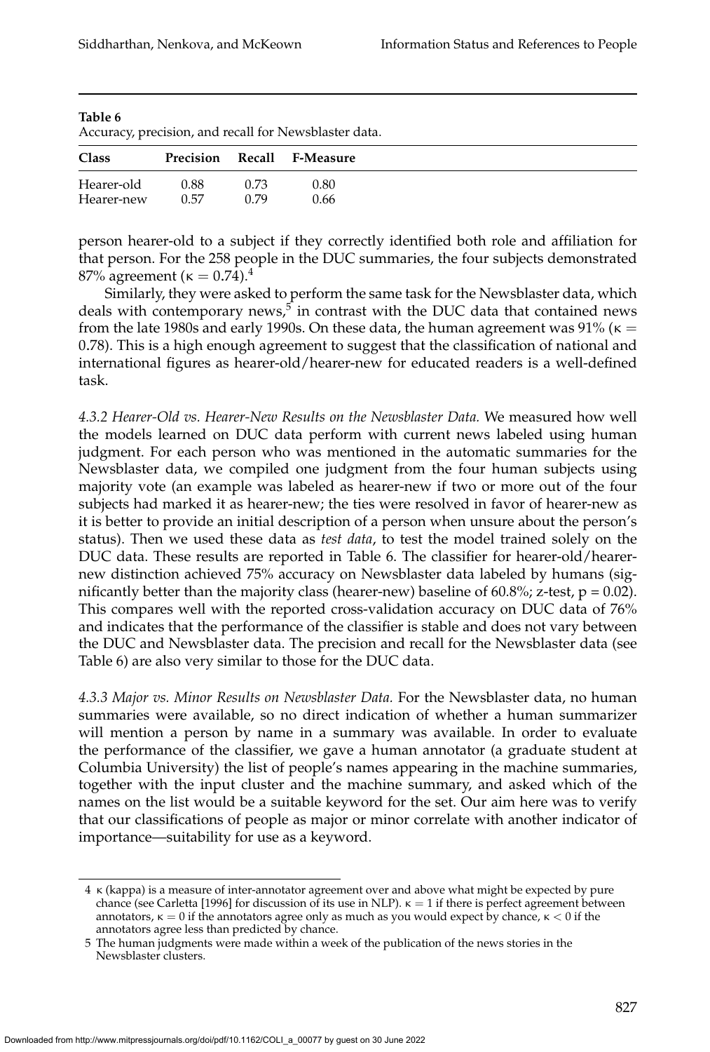**Table 6**
Accuracy, precision, and recall for Newsblaster data.

| Class | Precision | Recall | F-Measure |
|---|---|---|---|
| Hearer-old | 0.88 | 0.73 | 0.80 |
| Hearer-new | 0.57 | 0.79 | 0.66 |

person hearer-old to a subject if they correctly identified both role and affiliation for that person. For the 258 people in the DUC summaries, the four subjects demonstrated 87% agreement ($\kappa = 0.74$).[4]

Similarly, they were asked to perform the same task for the Newsblaster data, which deals with contemporary news,[5] in contrast with the DUC data that contained news from the late 1980s and early 1990s. On these data, the human agreement was 91% ($\kappa = 0.78$). This is a high enough agreement to suggest that the classification of national and international figures as hearer-old/hearer-new for educated readers is a well-defined task.

*4.3.2 Hearer-Old vs. Hearer-New Results on the Newsblaster Data.* We measured how well the models learned on DUC data perform with current news labeled using human judgment. For each person who was mentioned in the automatic summaries for the Newsblaster data, we compiled one judgment from the four human subjects using majority vote (an example was labeled as hearer-new if two or more out of the four subjects had marked it as hearer-new; the ties were resolved in favor of hearer-new as it is better to provide an initial description of a person when unsure about the person's status). Then we used these data as *test data*, to test the model trained solely on the DUC data. These results are reported in Table 6. The classifier for hearer-old/hearer-new distinction achieved 75% accuracy on Newsblaster data labeled by humans (significantly better than the majority class (hearer-new) baseline of 60.8%; z-test, $p = 0.02$). This compares well with the reported cross-validation accuracy on DUC data of 76% and indicates that the performance of the classifier is stable and does not vary between the DUC and Newsblaster data. The precision and recall for the Newsblaster data (see Table 6) are also very similar to those for the DUC data.

*4.3.3 Major vs. Minor Results on Newsblaster Data.* For the Newsblaster data, no human summaries were available, so no direct indication of whether a human summarizer will mention a person by name in a summary was available. In order to evaluate the performance of the classifier, we gave a human annotator (a graduate student at Columbia University) the list of people's names appearing in the machine summaries, together with the input cluster and the machine summary, and asked which of the names on the list would be a suitable keyword for the set. Our aim here was to verify that our classifications of people as major or minor correlate with another indicator of importance—suitability for use as a keyword.

4 $\kappa$ (kappa) is a measure of inter-annotator agreement over and above what might be expected by pure chance (see Carletta [1996] for discussion of its use in NLP). $\kappa = 1$ if there is perfect agreement between annotators, $\kappa = 0$ if the annotators agree only as much as you would expect by chance, $\kappa < 0$ if the annotators agree less than predicted by chance.

5 The human judgments were made within a week of the publication of the news stories in the Newsblaster clusters.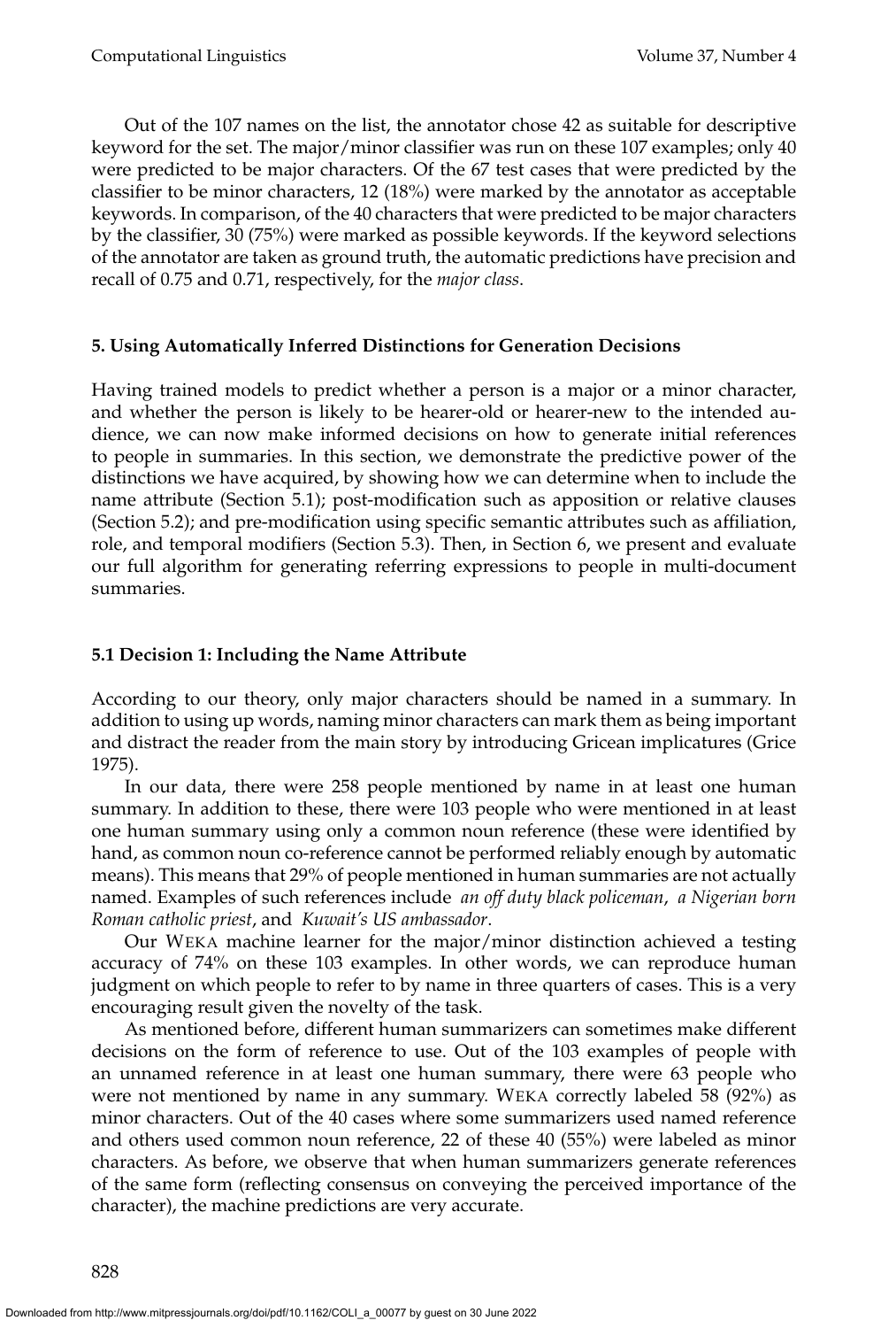Out of the 107 names on the list, the annotator chose 42 as suitable for descriptive keyword for the set. The major/minor classifier was run on these 107 examples; only 40 were predicted to be major characters. Of the 67 test cases that were predicted by the classifier to be minor characters, 12 (18%) were marked by the annotator as acceptable keywords. In comparison, of the 40 characters that were predicted to be major characters by the classifier, 30 (75%) were marked as possible keywords. If the keyword selections of the annotator are taken as ground truth, the automatic predictions have precision and recall of 0.75 and 0.71, respectively, for the *major class*.

## 5. Using Automatically Inferred Distinctions for Generation Decisions

Having trained models to predict whether a person is a major or a minor character, and whether the person is likely to be hearer-old or hearer-new to the intended audience, we can now make informed decisions on how to generate initial references to people in summaries. In this section, we demonstrate the predictive power of the distinctions we have acquired, by showing how we can determine when to include the name attribute (Section 5.1); post-modification such as apposition or relative clauses (Section 5.2); and pre-modification using specific semantic attributes such as affiliation, role, and temporal modifiers (Section 5.3). Then, in Section 6, we present and evaluate our full algorithm for generating referring expressions to people in multi-document summaries.

### 5.1 Decision 1: Including the Name Attribute

According to our theory, only major characters should be named in a summary. In addition to using up words, naming minor characters can mark them as being important and distract the reader from the main story by introducing Gricean implicatures (Grice 1975).

In our data, there were 258 people mentioned by name in at least one human summary. In addition to these, there were 103 people who were mentioned in at least one human summary using only a common noun reference (these were identified by hand, as common noun co-reference cannot be performed reliably enough by automatic means). This means that 29% of people mentioned in human summaries are not actually named. Examples of such references include *an off duty black policeman*, *a Nigerian born Roman catholic priest*, and *Kuwait's US ambassador*.

Our WEKA machine learner for the major/minor distinction achieved a testing accuracy of 74% on these 103 examples. In other words, we can reproduce human judgment on which people to refer to by name in three quarters of cases. This is a very encouraging result given the novelty of the task.

As mentioned before, different human summarizers can sometimes make different decisions on the form of reference to use. Out of the 103 examples of people with an unnamed reference in at least one human summary, there were 63 people who were not mentioned by name in any summary. WEKA correctly labeled 58 (92%) as minor characters. Out of the 40 cases where some summarizers used named reference and others used common noun reference, 22 of these 40 (55%) were labeled as minor characters. As before, we observe that when human summarizers generate references of the same form (reflecting consensus on conveying the perceived importance of the character), the machine predictions are very accurate.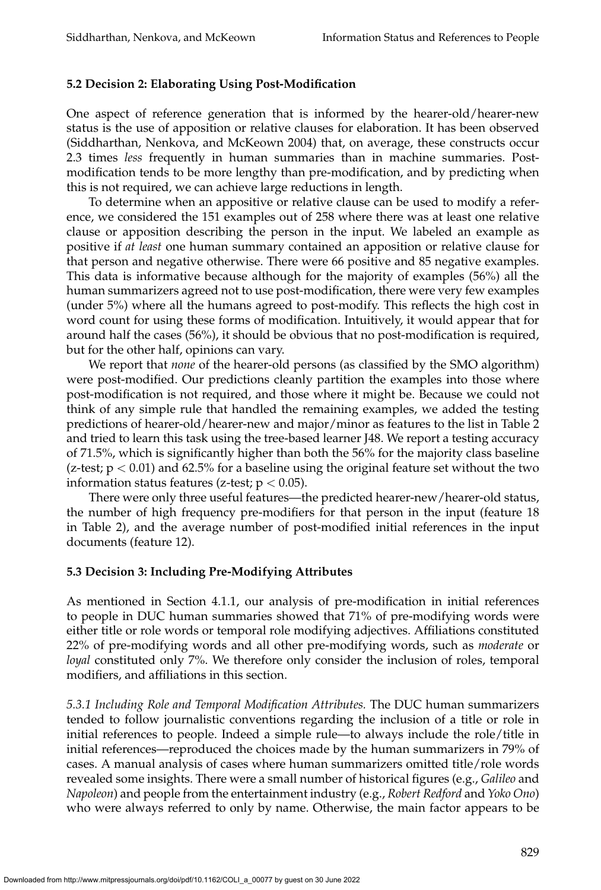### 5.2 Decision 2: Elaborating Using Post-Modification

One aspect of reference generation that is informed by the hearer-old/hearer-new status is the use of apposition or relative clauses for elaboration. It has been observed (Siddharthan, Nenkova, and McKeown 2004) that, on average, these constructs occur 2.3 times *less* frequently in human summaries than in machine summaries. Post-modification tends to be more lengthy than pre-modification, and by predicting when this is not required, we can achieve large reductions in length.

To determine when an appositive or relative clause can be used to modify a reference, we considered the 151 examples out of 258 where there was at least one relative clause or apposition describing the person in the input. We labeled an example as positive if *at least* one human summary contained an apposition or relative clause for that person and negative otherwise. There were 66 positive and 85 negative examples. This data is informative because although for the majority of examples (56%) all the human summarizers agreed not to use post-modification, there were very few examples (under 5%) where all the humans agreed to post-modify. This reflects the high cost in word count for using these forms of modification. Intuitively, it would appear that for around half the cases (56%), it should be obvious that no post-modification is required, but for the other half, opinions can vary.

We report that *none* of the hearer-old persons (as classified by the SMO algorithm) were post-modified. Our predictions cleanly partition the examples into those where post-modification is not required, and those where it might be. Because we could not think of any simple rule that handled the remaining examples, we added the testing predictions of hearer-old/hearer-new and major/minor as features to the list in Table 2 and tried to learn this task using the tree-based learner J48. We report a testing accuracy of 71.5%, which is significantly higher than both the 56% for the majority class baseline (z-test; $p < 0.01$) and 62.5% for a baseline using the original feature set without the two information status features (z-test; $p < 0.05$).

There were only three useful features—the predicted hearer-new/hearer-old status, the number of high frequency pre-modifiers for that person in the input (feature 18 in Table 2), and the average number of post-modified initial references in the input documents (feature 12).

### 5.3 Decision 3: Including Pre-Modifying Attributes

As mentioned in Section 4.1.1, our analysis of pre-modification in initial references to people in DUC human summaries showed that 71% of pre-modifying words were either title or role words or temporal role modifying adjectives. Affiliations constituted 22% of pre-modifying words and all other pre-modifying words, such as *moderate* or *loyal* constituted only 7%. We therefore only consider the inclusion of roles, temporal modifiers, and affiliations in this section.

*5.3.1 Including Role and Temporal Modification Attributes.* The DUC human summarizers tended to follow journalistic conventions regarding the inclusion of a title or role in initial references to people. Indeed a simple rule—to always include the role/title in initial references—reproduced the choices made by the human summarizers in 79% of cases. A manual analysis of cases where human summarizers omitted title/role words revealed some insights. There were a small number of historical figures (e.g., *Galileo* and *Napoleon*) and people from the entertainment industry (e.g., *Robert Redford* and *Yoko Ono*) who were always referred to only by name. Otherwise, the main factor appears to be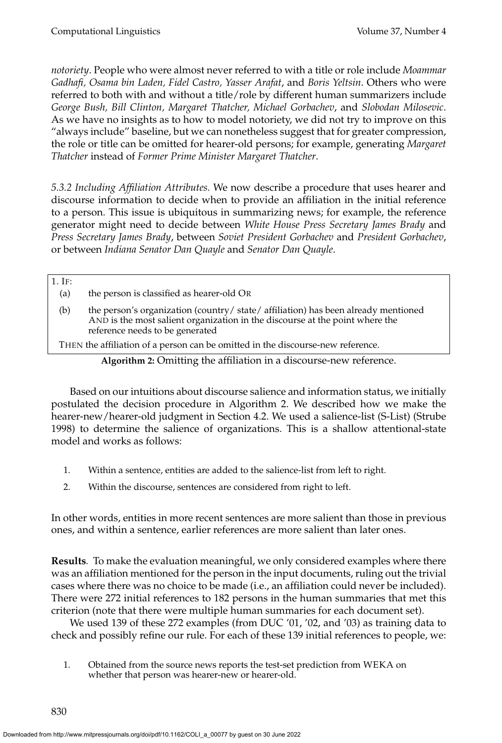*notoriety*. People who were almost never referred to with a title or role include *Moammar Gadhafi, Osama bin Laden, Fidel Castro, Yasser Arafat*, and *Boris Yeltsin*. Others who were referred to both with and without a title/role by different human summarizers include *George Bush, Bill Clinton, Margaret Thatcher, Michael Gorbachev*, and *Slobodan Milosevic*. As we have no insights as to how to model notoriety, we did not try to improve on this "always include" baseline, but we can nonetheless suggest that for greater compression, the role or title can be omitted for hearer-old persons; for example, generating *Margaret Thatcher* instead of *Former Prime Minister Margaret Thatcher*.

*5.3.2 Including Affiliation Attributes.* We now describe a procedure that uses hearer and discourse information to decide when to provide an affiliation in the initial reference to a person. This issue is ubiquitous in summarizing news; for example, the reference generator might need to decide between *White House Press Secretary James Brady* and *Press Secretary James Brady*, between *Soviet President Gorbachev* and *President Gorbachev*, or between *Indiana Senator Dan Quayle* and *Senator Dan Quayle*.

```
1. IF:
  (a)  the person is classified as hearer-old OR
  (b)  the person's organization (country/ state/ affiliation) has been already mentioned
       AND is the most salient organization in the discourse at the point where the
       reference needs to be generated
  THEN the affiliation of a person can be omitted in the discourse-new reference.
```

**Algorithm 2:** Omitting the affiliation in a discourse-new reference.

Based on our intuitions about discourse salience and information status, we initially postulated the decision procedure in Algorithm 2. We described how we make the hearer-new/hearer-old judgment in Section 4.2. We used a salience-list (S-List) (Strube 1998) to determine the salience of organizations. This is a shallow attentional-state model and works as follows:

1. Within a sentence, entities are added to the salience-list from left to right.
2. Within the discourse, sentences are considered from right to left.

In other words, entities in more recent sentences are more salient than those in previous ones, and within a sentence, earlier references are more salient than later ones.

**Results**. To make the evaluation meaningful, we only considered examples where there was an affiliation mentioned for the person in the input documents, ruling out the trivial cases where there was no choice to be made (i.e., an affiliation could never be included). There were 272 initial references to 182 persons in the human summaries that met this criterion (note that there were multiple human summaries for each document set).

We used 139 of these 272 examples (from DUC '01, '02, and '03) as training data to check and possibly refine our rule. For each of these 139 initial references to people, we:

1. Obtained from the source news reports the test-set prediction from WEKA on whether that person was hearer-new or hearer-old.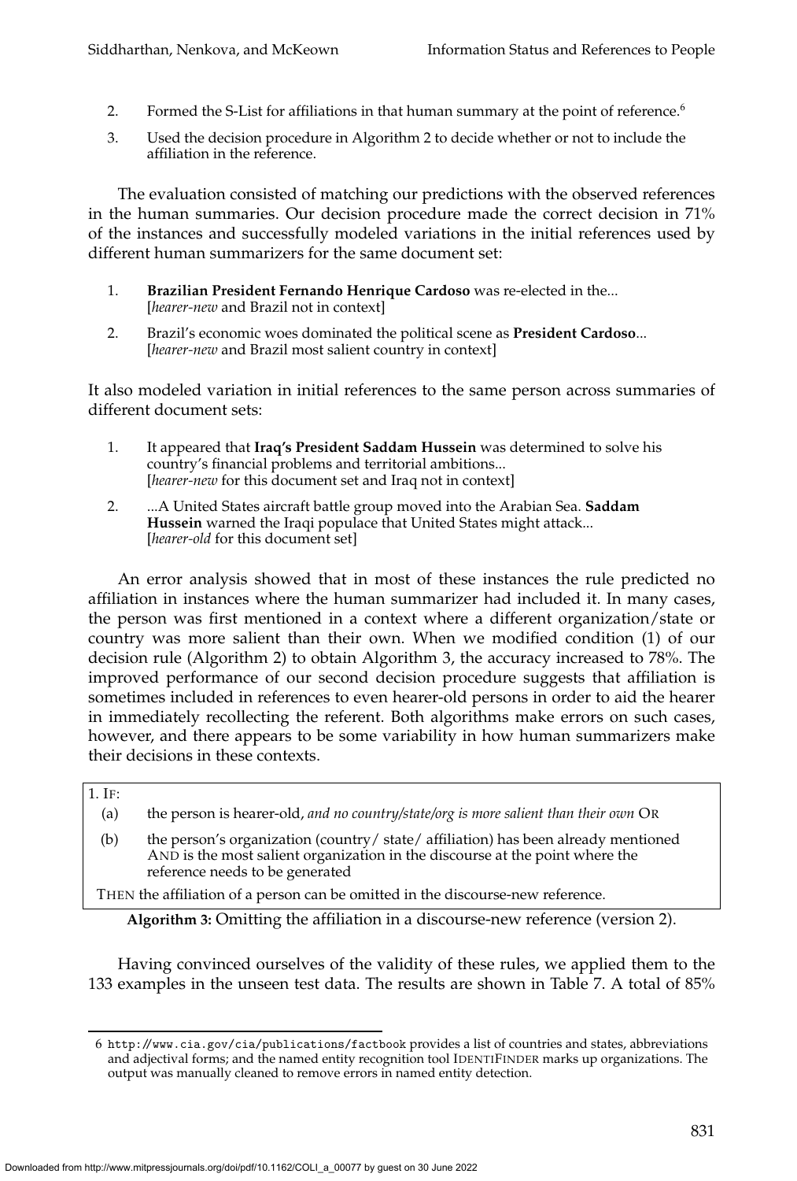2. Formed the S-List for affiliations in that human summary at the point of reference.[6]
3. Used the decision procedure in Algorithm 2 to decide whether or not to include the affiliation in the reference.

The evaluation consisted of matching our predictions with the observed references in the human summaries. Our decision procedure made the correct decision in 71% of the instances and successfully modeled variations in the initial references used by different human summarizers for the same document set:

1. **Brazilian President Fernando Henrique Cardoso** was re-elected in the... [*hearer-new* and Brazil not in context]
2. Brazil's economic woes dominated the political scene as **President Cardoso**... [*hearer-new* and Brazil most salient country in context]

It also modeled variation in initial references to the same person across summaries of different document sets:

1. It appeared that **Iraq's President Saddam Hussein** was determined to solve his country's financial problems and territorial ambitions... [*hearer-new* for this document set and Iraq not in context]
2. ...A United States aircraft battle group moved into the Arabian Sea. **Saddam Hussein** warned the Iraqi populace that United States might attack... [*hearer-old* for this document set]

An error analysis showed that in most of these instances the rule predicted no affiliation in instances where the human summarizer had included it. In many cases, the person was first mentioned in a context where a different organization/state or country was more salient than their own. When we modified condition (1) of our decision rule (Algorithm 2) to obtain Algorithm 3, the accuracy increased to 78%. The improved performance of our second decision procedure suggests that affiliation is sometimes included in references to even hearer-old persons in order to aid the hearer in immediately recollecting the referent. Both algorithms make errors on such cases, however, and there appears to be some variability in how human summarizers make their decisions in these contexts.

1. IF:
   - (a) the person is hearer-old, *and no country/state/org is more salient than their own* OR
   - (b) the person's organization (country/ state/ affiliation) has been already mentioned AND is the most salient organization in the discourse at the point where the reference needs to be generated

   THEN the affiliation of a person can be omitted in the discourse-new reference.

**Algorithm 3:** Omitting the affiliation in a discourse-new reference (version 2).

Having convinced ourselves of the validity of these rules, we applied them to the 133 examples in the unseen test data. The results are shown in Table 7. A total of 85%

[6] http://www.cia.gov/cia/publications/factbook provides a list of countries and states, abbreviations and adjectival forms; and the named entity recognition tool IDENTIFINDER marks up organizations. The output was manually cleaned to remove errors in named entity detection.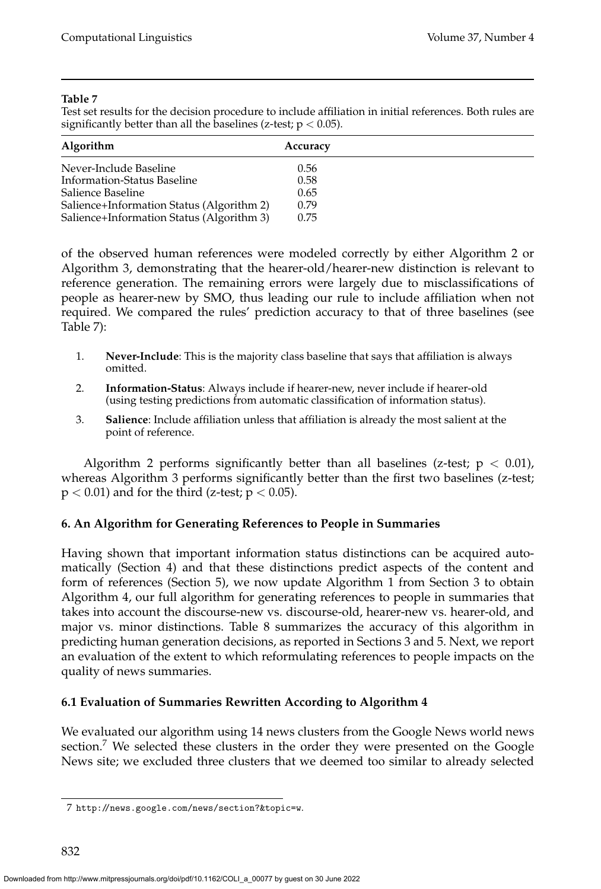**Table 7**

Test set results for the decision procedure to include affiliation in initial references. Both rules are significantly better than all the baselines (z-test; $p < 0.05$).

| Algorithm | Accuracy |
|---|---|
| Never-Include Baseline | 0.56 |
| Information-Status Baseline | 0.58 |
| Salience Baseline | 0.65 |
| Salience+Information Status (Algorithm 2) | 0.79 |
| Salience+Information Status (Algorithm 3) | 0.75 |

of the observed human references were modeled correctly by either Algorithm 2 or Algorithm 3, demonstrating that the hearer-old/hearer-new distinction is relevant to reference generation. The remaining errors were largely due to misclassifications of people as hearer-new by SMO, thus leading our rule to include affiliation when not required. We compared the rules' prediction accuracy to that of three baselines (see Table 7):

1. **Never-Include**: This is the majority class baseline that says that affiliation is always omitted.
2. **Information-Status**: Always include if hearer-new, never include if hearer-old (using testing predictions from automatic classification of information status).
3. **Salience**: Include affiliation unless that affiliation is already the most salient at the point of reference.

Algorithm 2 performs significantly better than all baselines (z-test; $p < 0.01$), whereas Algorithm 3 performs significantly better than the first two baselines (z-test; $p < 0.01$) and for the third (z-test; $p < 0.05$).

## 6. An Algorithm for Generating References to People in Summaries

Having shown that important information status distinctions can be acquired automatically (Section 4) and that these distinctions predict aspects of the content and form of references (Section 5), we now update Algorithm 1 from Section 3 to obtain Algorithm 4, our full algorithm for generating references to people in summaries that takes into account the discourse-new vs. discourse-old, hearer-new vs. hearer-old, and major vs. minor distinctions. Table 8 summarizes the accuracy of this algorithm in predicting human generation decisions, as reported in Sections 3 and 5. Next, we report an evaluation of the extent to which reformulating references to people impacts on the quality of news summaries.

### 6.1 Evaluation of Summaries Rewritten According to Algorithm 4

We evaluated our algorithm using 14 news clusters from the Google News world news section.[7] We selected these clusters in the order they were presented on the Google News site; we excluded three clusters that we deemed too similar to already selected

7 http://news.google.com/news/section?&topic=w.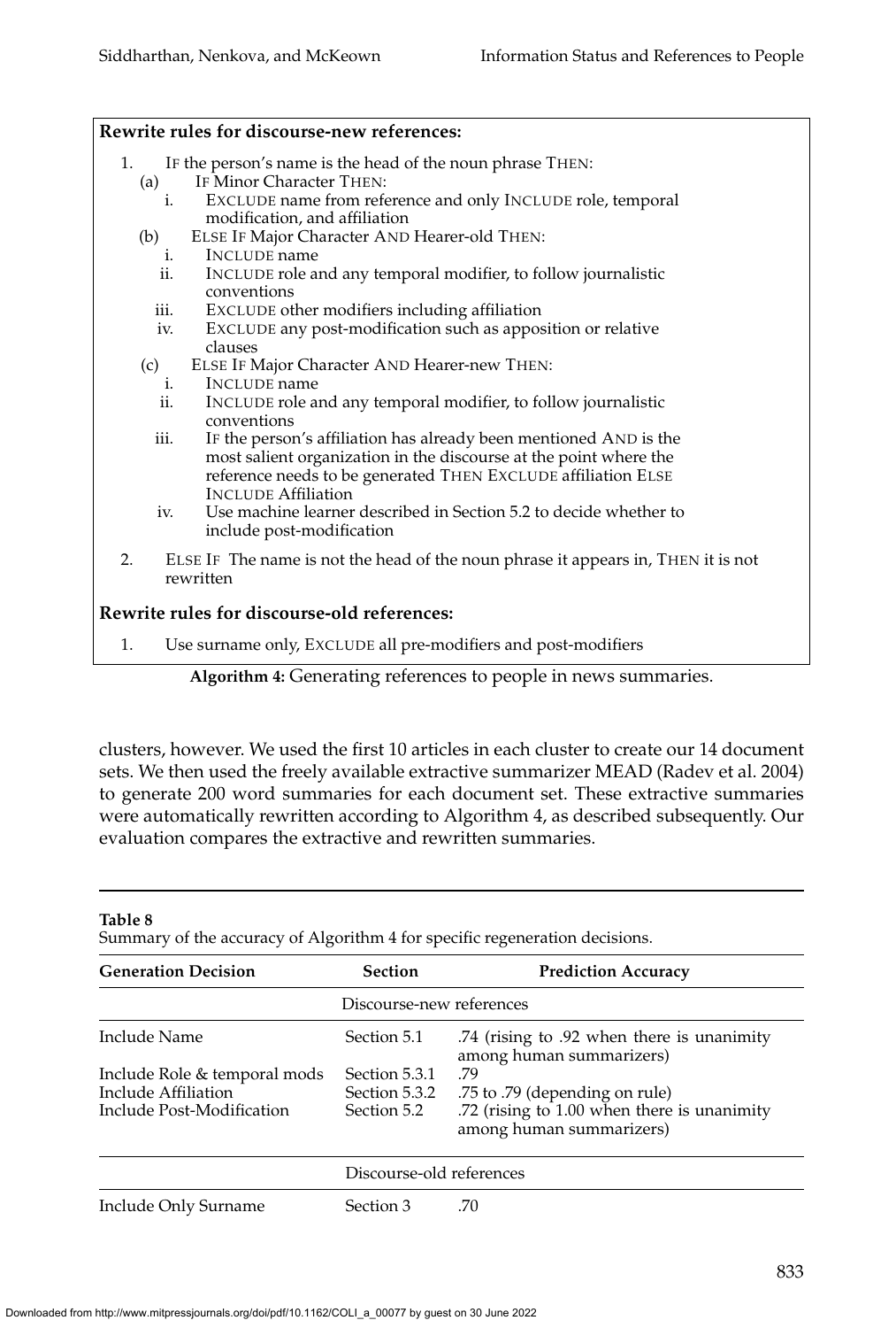**Rewrite rules for discourse-new references:**

1. IF the person's name is the head of the noun phrase THEN:
   (a) IF Minor Character THEN:
      i. EXCLUDE name from reference and only INCLUDE role, temporal modification, and affiliation
   (b) ELSE IF Major Character AND Hearer-old THEN:
      i. INCLUDE name
      ii. INCLUDE role and any temporal modifier, to follow journalistic conventions
      iii. EXCLUDE other modifiers including affiliation
      iv. EXCLUDE any post-modification such as apposition or relative clauses
   (c) ELSE IF Major Character AND Hearer-new THEN:
      i. INCLUDE name
      ii. INCLUDE role and any temporal modifier, to follow journalistic conventions
      iii. IF the person's affiliation has already been mentioned AND is the most salient organization in the discourse at the point where the reference needs to be generated THEN EXCLUDE affiliation ELSE INCLUDE Affiliation
      iv. Use machine learner described in Section 5.2 to decide whether to include post-modification
2. ELSE IF The name is not the head of the noun phrase it appears in, THEN it is not rewritten

**Rewrite rules for discourse-old references:**

1. Use surname only, EXCLUDE all pre-modifiers and post-modifiers

**Algorithm 4:** Generating references to people in news summaries.

clusters, however. We used the first 10 articles in each cluster to create our 14 document sets. We then used the freely available extractive summarizer MEAD (Radev et al. 2004) to generate 200 word summaries for each document set. These extractive summaries were automatically rewritten according to Algorithm 4, as described subsequently. Our evaluation compares the extractive and rewritten summaries.

**Table 8**
Summary of the accuracy of Algorithm 4 for specific regeneration decisions.

| Generation Decision | Section | Prediction Accuracy |
|---|---|---|
| | Discourse-new references | |
| Include Name | Section 5.1 | .74 (rising to .92 when there is unanimity among human summarizers) |
| Include Role & temporal mods | Section 5.3.1 | .79 |
| Include Affiliation | Section 5.3.2 | .75 to .79 (depending on rule) |
| Include Post-Modification | Section 5.2 | .72 (rising to 1.00 when there is unanimity among human summarizers) |
| | Discourse-old references | |
| Include Only Surname | Section 3 | .70 |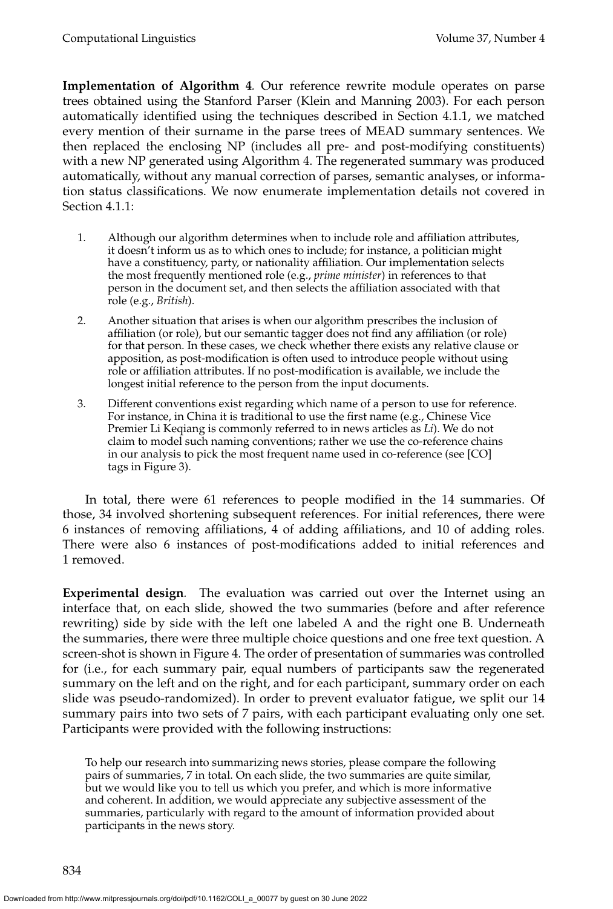**Implementation of Algorithm 4**. Our reference rewrite module operates on parse trees obtained using the Stanford Parser (Klein and Manning 2003). For each person automatically identified using the techniques described in Section 4.1.1, we matched every mention of their surname in the parse trees of MEAD summary sentences. We then replaced the enclosing NP (includes all pre- and post-modifying constituents) with a new NP generated using Algorithm 4. The regenerated summary was produced automatically, without any manual correction of parses, semantic analyses, or information status classifications. We now enumerate implementation details not covered in Section 4.1.1:

1. Although our algorithm determines when to include role and affiliation attributes, it doesn't inform us as to which ones to include; for instance, a politician might have a constituency, party, or nationality affiliation. Our implementation selects the most frequently mentioned role (e.g., *prime minister*) in references to that person in the document set, and then selects the affiliation associated with that role (e.g., *British*).
2. Another situation that arises is when our algorithm prescribes the inclusion of affiliation (or role), but our semantic tagger does not find any affiliation (or role) for that person. In these cases, we check whether there exists any relative clause or apposition, as post-modification is often used to introduce people without using role or affiliation attributes. If no post-modification is available, we include the longest initial reference to the person from the input documents.
3. Different conventions exist regarding which name of a person to use for reference. For instance, in China it is traditional to use the first name (e.g., Chinese Vice Premier Li Keqiang is commonly referred to in news articles as *Li*). We do not claim to model such naming conventions; rather we use the co-reference chains in our analysis to pick the most frequent name used in co-reference (see [CO] tags in Figure 3).

In total, there were 61 references to people modified in the 14 summaries. Of those, 34 involved shortening subsequent references. For initial references, there were 6 instances of removing affiliations, 4 of adding affiliations, and 10 of adding roles. There were also 6 instances of post-modifications added to initial references and 1 removed.

**Experimental design**. The evaluation was carried out over the Internet using an interface that, on each slide, showed the two summaries (before and after reference rewriting) side by side with the left one labeled A and the right one B. Underneath the summaries, there were three multiple choice questions and one free text question. A screen-shot is shown in Figure 4. The order of presentation of summaries was controlled for (i.e., for each summary pair, equal numbers of participants saw the regenerated summary on the left and on the right, and for each participant, summary order on each slide was pseudo-randomized). In order to prevent evaluator fatigue, we split our 14 summary pairs into two sets of 7 pairs, with each participant evaluating only one set. Participants were provided with the following instructions:

> To help our research into summarizing news stories, please compare the following pairs of summaries, 7 in total. On each slide, the two summaries are quite similar, but we would like you to tell us which you prefer, and which is more informative and coherent. In addition, we would appreciate any subjective assessment of the summaries, particularly with regard to the amount of information provided about participants in the news story.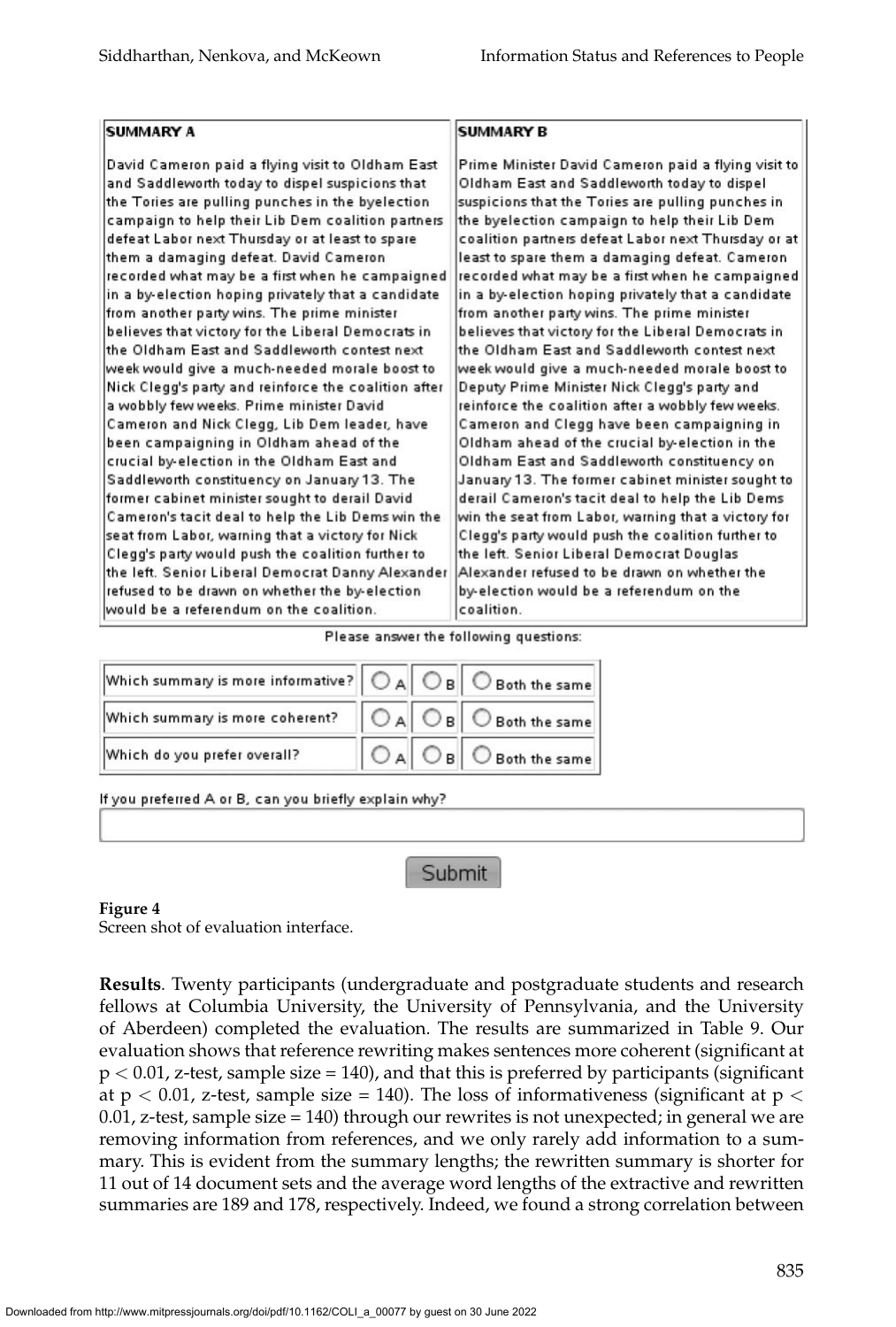| SUMMARY A | SUMMARY B |
|---|---|
| David Cameron paid a flying visit to Oldham East and Saddleworth today to dispel suspicions that the Tories are pulling punches in the byelection campaign to help their Lib Dem coalition partners defeat Labor next Thursday or at least to spare them a damaging defeat. David Cameron recorded what may be a first when he campaigned in a by-election hoping privately that a candidate from another party wins. The prime minister believes that victory for the Liberal Democrats in the Oldham East and Saddleworth contest next week would give a much-needed morale boost to Nick Clegg's party and reinforce the coalition after a wobbly few weeks. Prime minister David Cameron and Nick Clegg, Lib Dem leader, have been campaigning in Oldham ahead of the crucial by-election in the Oldham East and Saddleworth constituency on January 13. The former cabinet minister sought to derail David Cameron's tacit deal to help the Lib Dems win the seat from Labor, warning that a victory for Nick Clegg's party would push the coalition further to the left. Senior Liberal Democrat Danny Alexander refused to be drawn on whether the by-election would be a referendum on the coalition. | Prime Minister David Cameron paid a flying visit to Oldham East and Saddleworth today to dispel suspicions that the Tories are pulling punches in the byelection campaign to help their Lib Dem coalition partners defeat Labor next Thursday or at least to spare them a damaging defeat. Cameron recorded what may be a first when he campaigned in a by-election hoping privately that a candidate from another party wins. The prime minister believes that victory for the Liberal Democrats in the Oldham East and Saddleworth contest next week would give a much-needed morale boost to Deputy Prime Minister Nick Clegg's party and reinforce the coalition after a wobbly few weeks. Cameron and Clegg have been campaigning in Oldham ahead of the crucial by-election in the Oldham East and Saddleworth constituency on January 13. The former cabinet minister sought to derail Cameron's tacit deal to help the Lib Dems win the seat from Labor, warning that a victory for Clegg's party would push the coalition further to the left. Senior Liberal Democrat Douglas Alexander refused to be drawn on whether the by-election would be a referendum on the coalition. |

Please answer the following questions:

| | | | |
|---|---|---|---|
| Which summary is more informative? | ○ A | ○ B | ○ Both the same |
| Which summary is more coherent? | ○ A | ○ B | ○ Both the same |
| Which do you prefer overall? | ○ A | ○ B | ○ Both the same |

If you preferred A or B, can you briefly explain why?

Submit

**Figure 4**
Screen shot of evaluation interface.

**Results**. Twenty participants (undergraduate and postgraduate students and research fellows at Columbia University, the University of Pennsylvania, and the University of Aberdeen) completed the evaluation. The results are summarized in Table 9. Our evaluation shows that reference rewriting makes sentences more coherent (significant at $p < 0.01$, z-test, sample size = 140), and that this is preferred by participants (significant at $p < 0.01$, z-test, sample size = 140). The loss of informativeness (significant at $p < 0.01$, z-test, sample size = 140) through our rewrites is not unexpected; in general we are removing information from references, and we only rarely add information to a summary. This is evident from the summary lengths; the rewritten summary is shorter for 11 out of 14 document sets and the average word lengths of the extractive and rewritten summaries are 189 and 178, respectively. Indeed, we found a strong correlation between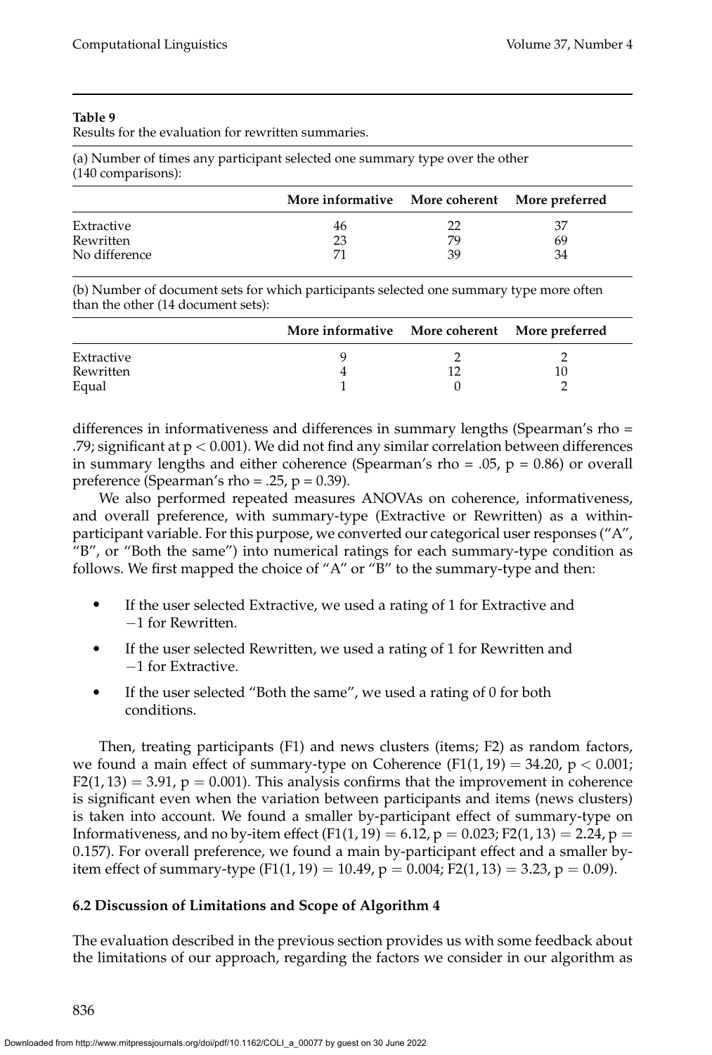**Table 9**
Results for the evaluation for rewritten summaries.

(a) Number of times any participant selected one summary type over the other (140 comparisons):

| | More informative | More coherent | More preferred |
|---|---|---|---|
| Extractive | 46 | 22 | 37 |
| Rewritten | 23 | 79 | 69 |
| No difference | 71 | 39 | 34 |

(b) Number of document sets for which participants selected one summary type more often than the other (14 document sets):

| | More informative | More coherent | More preferred |
|---|---|---|---|
| Extractive | 9 | 2 | 2 |
| Rewritten | 4 | 12 | 10 |
| Equal | 1 | 0 | 2 |

differences in informativeness and differences in summary lengths (Spearman's rho = .79; significant at $p < 0.001$). We did not find any similar correlation between differences in summary lengths and either coherence (Spearman's rho = .05, $p = 0.86$) or overall preference (Spearman's rho = .25, $p = 0.39$).

We also performed repeated measures ANOVAs on coherence, informativeness, and overall preference, with summary-type (Extractive or Rewritten) as a within-participant variable. For this purpose, we converted our categorical user responses ("A", "B", or "Both the same") into numerical ratings for each summary-type condition as follows. We first mapped the choice of "A" or "B" to the summary-type and then:

- If the user selected Extractive, we used a rating of 1 for Extractive and −1 for Rewritten.
- If the user selected Rewritten, we used a rating of 1 for Rewritten and −1 for Extractive.
- If the user selected "Both the same", we used a rating of 0 for both conditions.

Then, treating participants (F1) and news clusters (items; F2) as random factors, we found a main effect of summary-type on Coherence ($F1(1, 19) = 34.20$, $p < 0.001$; $F2(1, 13) = 3.91$, $p = 0.001$). This analysis confirms that the improvement in coherence is significant even when the variation between participants and items (news clusters) is taken into account. We found a smaller by-participant effect of summary-type on Informativeness, and no by-item effect ($F1(1, 19) = 6.12$, $p = 0.023$; $F2(1, 13) = 2.24$, $p = 0.157$). For overall preference, we found a main by-participant effect and a smaller by-item effect of summary-type ($F1(1, 19) = 10.49$, $p = 0.004$; $F2(1, 13) = 3.23$, $p = 0.09$).

### 6.2 Discussion of Limitations and Scope of Algorithm 4

The evaluation described in the previous section provides us with some feedback about the limitations of our approach, regarding the factors we consider in our algorithm as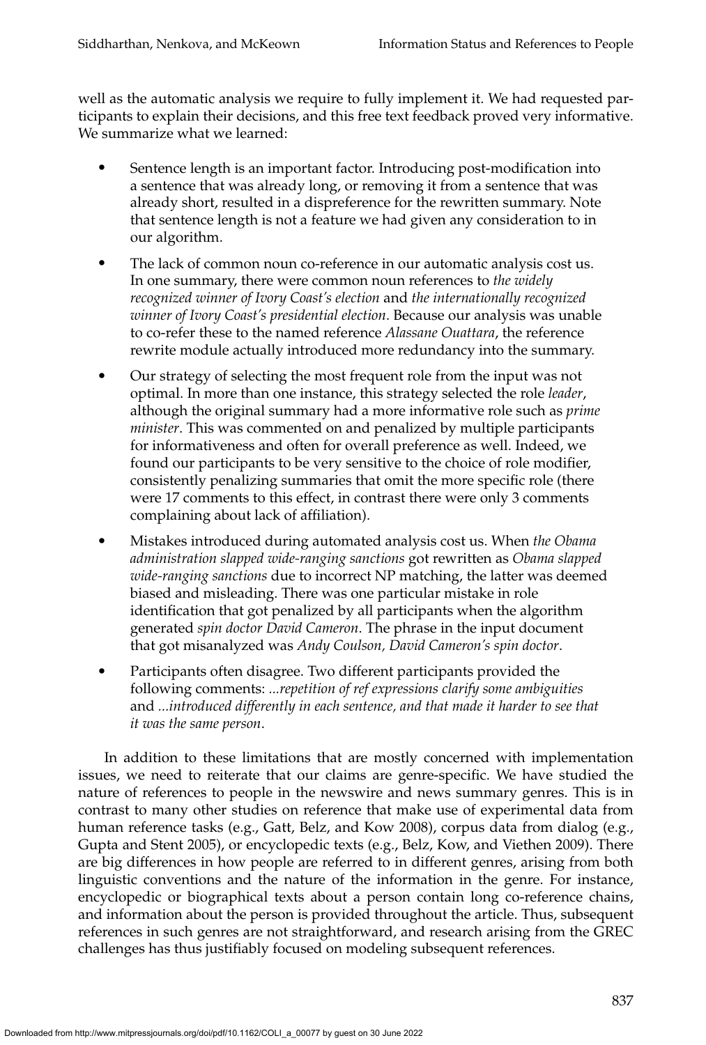well as the automatic analysis we require to fully implement it. We had requested participants to explain their decisions, and this free text feedback proved very informative. We summarize what we learned:

- Sentence length is an important factor. Introducing post-modification into a sentence that was already long, or removing it from a sentence that was already short, resulted in a dispreference for the rewritten summary. Note that sentence length is not a feature we had given any consideration to in our algorithm.
- The lack of common noun co-reference in our automatic analysis cost us. In one summary, there were common noun references to *the widely recognized winner of Ivory Coast's election* and *the internationally recognized winner of Ivory Coast's presidential election*. Because our analysis was unable to co-refer these to the named reference *Alassane Ouattara*, the reference rewrite module actually introduced more redundancy into the summary.
- Our strategy of selecting the most frequent role from the input was not optimal. In more than one instance, this strategy selected the role *leader*, although the original summary had a more informative role such as *prime minister*. This was commented on and penalized by multiple participants for informativeness and often for overall preference as well. Indeed, we found our participants to be very sensitive to the choice of role modifier, consistently penalizing summaries that omit the more specific role (there were 17 comments to this effect, in contrast there were only 3 comments complaining about lack of affiliation).
- Mistakes introduced during automated analysis cost us. When *the Obama administration slapped wide-ranging sanctions* got rewritten as *Obama slapped wide-ranging sanctions* due to incorrect NP matching, the latter was deemed biased and misleading. There was one particular mistake in role identification that got penalized by all participants when the algorithm generated *spin doctor David Cameron*. The phrase in the input document that got misanalyzed was *Andy Coulson, David Cameron's spin doctor*.
- Participants often disagree. Two different participants provided the following comments: *...repetition of ref expressions clarify some ambiguities* and *...introduced differently in each sentence, and that made it harder to see that it was the same person*.

In addition to these limitations that are mostly concerned with implementation issues, we need to reiterate that our claims are genre-specific. We have studied the nature of references to people in the newswire and news summary genres. This is in contrast to many other studies on reference that make use of experimental data from human reference tasks (e.g., Gatt, Belz, and Kow 2008), corpus data from dialog (e.g., Gupta and Stent 2005), or encyclopedic texts (e.g., Belz, Kow, and Viethen 2009). There are big differences in how people are referred to in different genres, arising from both linguistic conventions and the nature of the information in the genre. For instance, encyclopedic or biographical texts about a person contain long co-reference chains, and information about the person is provided throughout the article. Thus, subsequent references in such genres are not straightforward, and research arising from the GREC challenges has thus justifiably focused on modeling subsequent references.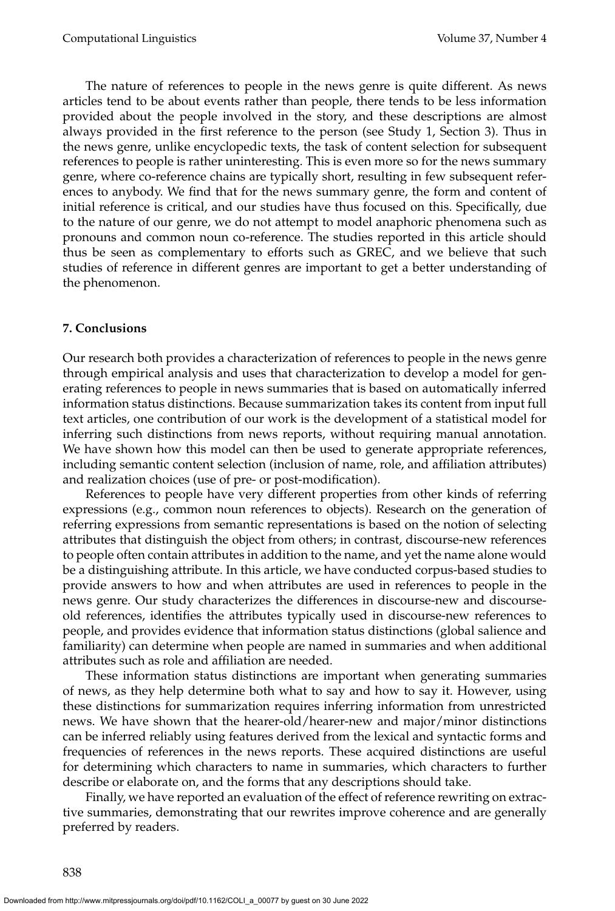The nature of references to people in the news genre is quite different. As news articles tend to be about events rather than people, there tends to be less information provided about the people involved in the story, and these descriptions are almost always provided in the first reference to the person (see Study 1, Section 3). Thus in the news genre, unlike encyclopedic texts, the task of content selection for subsequent references to people is rather uninteresting. This is even more so for the news summary genre, where co-reference chains are typically short, resulting in few subsequent references to anybody. We find that for the news summary genre, the form and content of initial reference is critical, and our studies have thus focused on this. Specifically, due to the nature of our genre, we do not attempt to model anaphoric phenomena such as pronouns and common noun co-reference. The studies reported in this article should thus be seen as complementary to efforts such as GREC, and we believe that such studies of reference in different genres are important to get a better understanding of the phenomenon.

## 7. Conclusions

Our research both provides a characterization of references to people in the news genre through empirical analysis and uses that characterization to develop a model for generating references to people in news summaries that is based on automatically inferred information status distinctions. Because summarization takes its content from input full text articles, one contribution of our work is the development of a statistical model for inferring such distinctions from news reports, without requiring manual annotation. We have shown how this model can then be used to generate appropriate references, including semantic content selection (inclusion of name, role, and affiliation attributes) and realization choices (use of pre- or post-modification).

References to people have very different properties from other kinds of referring expressions (e.g., common noun references to objects). Research on the generation of referring expressions from semantic representations is based on the notion of selecting attributes that distinguish the object from others; in contrast, discourse-new references to people often contain attributes in addition to the name, and yet the name alone would be a distinguishing attribute. In this article, we have conducted corpus-based studies to provide answers to how and when attributes are used in references to people in the news genre. Our study characterizes the differences in discourse-new and discourse-old references, identifies the attributes typically used in discourse-new references to people, and provides evidence that information status distinctions (global salience and familiarity) can determine when people are named in summaries and when additional attributes such as role and affiliation are needed.

These information status distinctions are important when generating summaries of news, as they help determine both what to say and how to say it. However, using these distinctions for summarization requires inferring information from unrestricted news. We have shown that the hearer-old/hearer-new and major/minor distinctions can be inferred reliably using features derived from the lexical and syntactic forms and frequencies of references in the news reports. These acquired distinctions are useful for determining which characters to name in summaries, which characters to further describe or elaborate on, and the forms that any descriptions should take.

Finally, we have reported an evaluation of the effect of reference rewriting on extractive summaries, demonstrating that our rewrites improve coherence and are generally preferred by readers.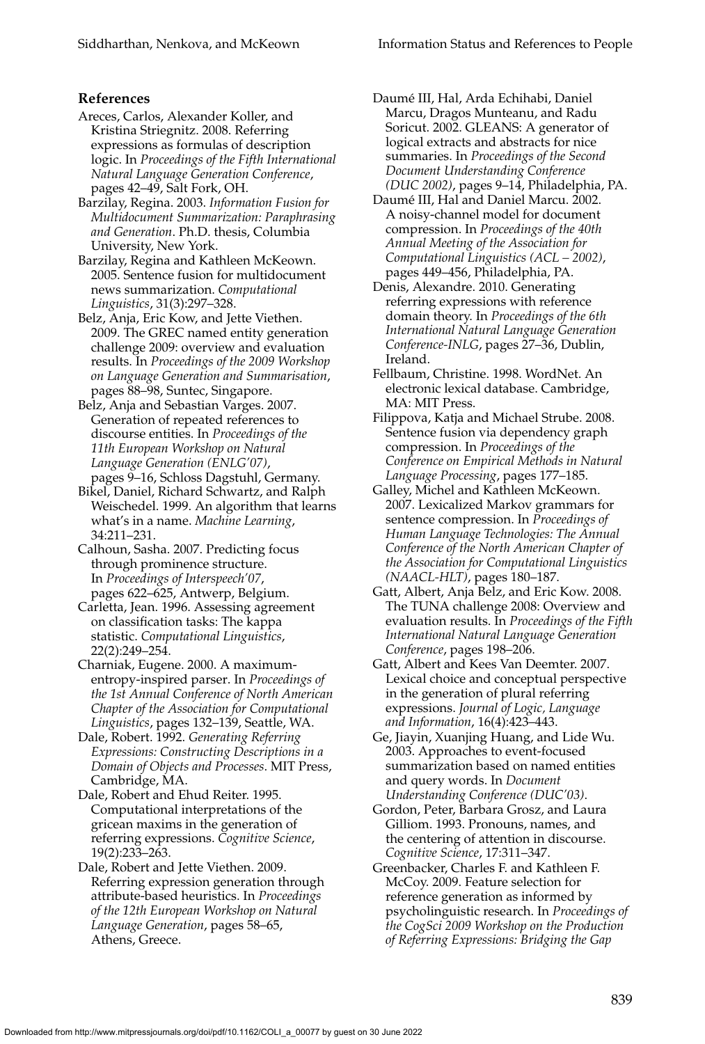## References

Areces, Carlos, Alexander Koller, and Kristina Striegnitz. 2008. Referring expressions as formulas of description logic. In *Proceedings of the Fifth International Natural Language Generation Conference*, pages 42–49, Salt Fork, OH.

Barzilay, Regina. 2003. *Information Fusion for Multidocument Summarization: Paraphrasing and Generation*. Ph.D. thesis, Columbia University, New York.

Barzilay, Regina and Kathleen McKeown. 2005. Sentence fusion for multidocument news summarization. *Computational Linguistics*, 31(3):297–328.

Belz, Anja, Eric Kow, and Jette Viethen. 2009. The GREC named entity generation challenge 2009: overview and evaluation results. In *Proceedings of the 2009 Workshop on Language Generation and Summarisation*, pages 88–98, Suntec, Singapore.

Belz, Anja and Sebastian Varges. 2007. Generation of repeated references to discourse entities. In *Proceedings of the 11th European Workshop on Natural Language Generation (ENLG'07)*, pages 9–16, Schloss Dagstuhl, Germany.

Bikel, Daniel, Richard Schwartz, and Ralph Weischedel. 1999. An algorithm that learns what's in a name. *Machine Learning*, 34:211–231.

Calhoun, Sasha. 2007. Predicting focus through prominence structure. In *Proceedings of Interspeech'07*, pages 622–625, Antwerp, Belgium.

Carletta, Jean. 1996. Assessing agreement on classification tasks: The kappa statistic. *Computational Linguistics*, 22(2):249–254.

Charniak, Eugene. 2000. A maximum-entropy-inspired parser. In *Proceedings of the 1st Annual Conference of North American Chapter of the Association for Computational Linguistics*, pages 132–139, Seattle, WA.

Dale, Robert. 1992. *Generating Referring Expressions: Constructing Descriptions in a Domain of Objects and Processes*. MIT Press, Cambridge, MA.

Dale, Robert and Ehud Reiter. 1995. Computational interpretations of the gricean maxims in the generation of referring expressions. *Cognitive Science*, 19(2):233–263.

Dale, Robert and Jette Viethen. 2009. Referring expression generation through attribute-based heuristics. In *Proceedings of the 12th European Workshop on Natural Language Generation*, pages 58–65, Athens, Greece.

Daumé III, Hal, Arda Echihabi, Daniel Marcu, Dragos Munteanu, and Radu Soricut. 2002. GLEANS: A generator of logical extracts and abstracts for nice summaries. In *Proceedings of the Second Document Understanding Conference (DUC 2002)*, pages 9–14, Philadelphia, PA.

Daumé III, Hal and Daniel Marcu. 2002. A noisy-channel model for document compression. In *Proceedings of the 40th Annual Meeting of the Association for Computational Linguistics (ACL – 2002)*, pages 449–456, Philadelphia, PA.

Denis, Alexandre. 2010. Generating referring expressions with reference domain theory. In *Proceedings of the 6th International Natural Language Generation Conference-INLG*, pages 27–36, Dublin, Ireland.

Fellbaum, Christine. 1998. WordNet. An electronic lexical database. Cambridge, MA: MIT Press.

Filippova, Katja and Michael Strube. 2008. Sentence fusion via dependency graph compression. In *Proceedings of the Conference on Empirical Methods in Natural Language Processing*, pages 177–185.

Galley, Michel and Kathleen McKeown. 2007. Lexicalized Markov grammars for sentence compression. In *Proceedings of Human Language Technologies: The Annual Conference of the North American Chapter of the Association for Computational Linguistics (NAACL-HLT)*, pages 180–187.

Gatt, Albert, Anja Belz, and Eric Kow. 2008. The TUNA challenge 2008: Overview and evaluation results. In *Proceedings of the Fifth International Natural Language Generation Conference*, pages 198–206.

Gatt, Albert and Kees Van Deemter. 2007. Lexical choice and conceptual perspective in the generation of plural referring expressions. *Journal of Logic, Language and Information*, 16(4):423–443.

Ge, Jiayin, Xuanjing Huang, and Lide Wu. 2003. Approaches to event-focused summarization based on named entities and query words. In *Document Understanding Conference (DUC'03)*.

Gordon, Peter, Barbara Grosz, and Laura Gilliom. 1993. Pronouns, names, and the centering of attention in discourse. *Cognitive Science*, 17:311–347.

Greenbacker, Charles F. and Kathleen F. McCoy. 2009. Feature selection for reference generation as informed by psycholinguistic research. In *Proceedings of the CogSci 2009 Workshop on the Production of Referring Expressions: Bridging the Gap*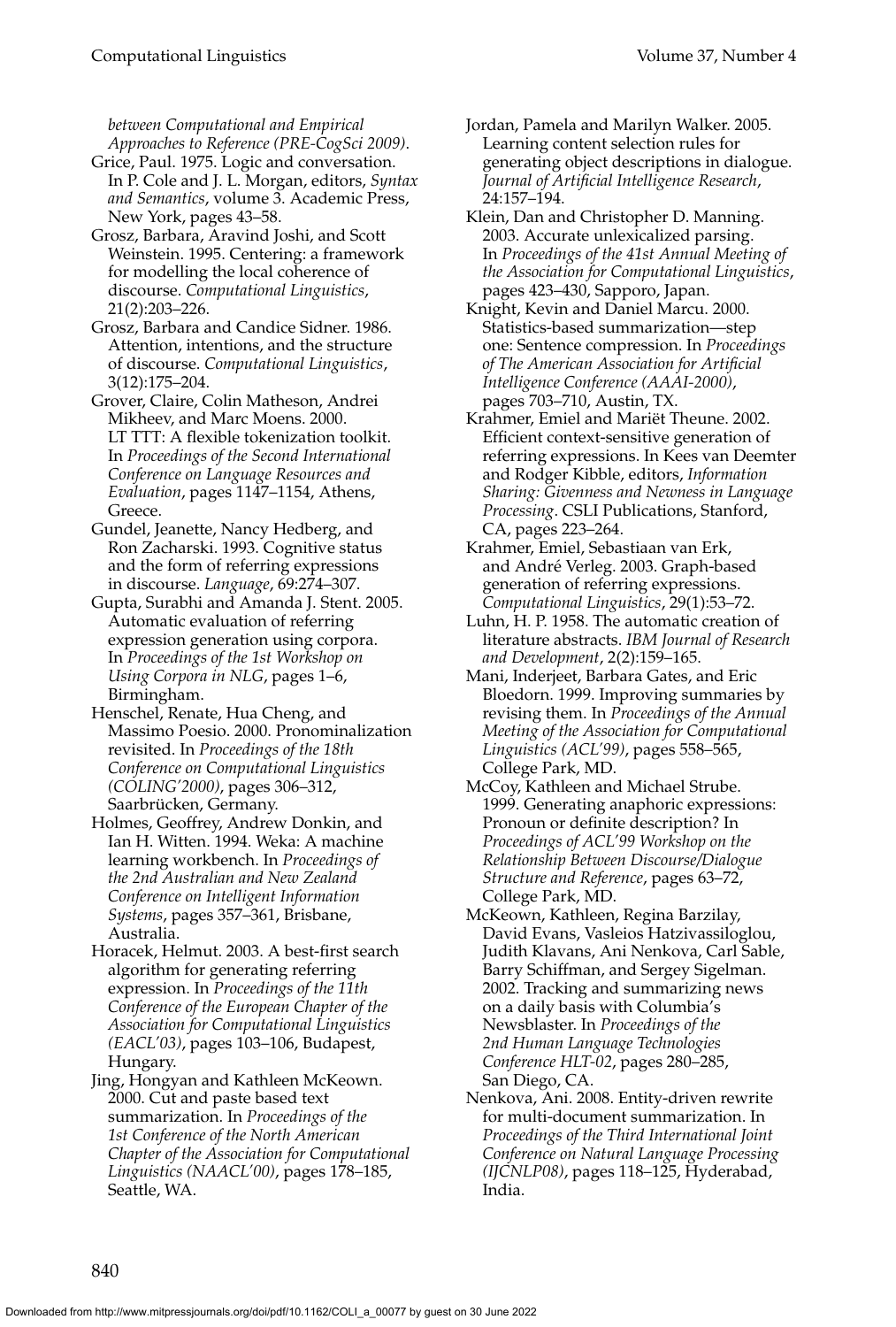*between Computational and Empirical Approaches to Reference (PRE-CogSci 2009)*.

Grice, Paul. 1975. Logic and conversation. In P. Cole and J. L. Morgan, editors, *Syntax and Semantics*, volume 3. Academic Press, New York, pages 43–58.

Grosz, Barbara, Aravind Joshi, and Scott Weinstein. 1995. Centering: a framework for modelling the local coherence of discourse. *Computational Linguistics*, 21(2):203–226.

Grosz, Barbara and Candice Sidner. 1986. Attention, intentions, and the structure of discourse. *Computational Linguistics*, 3(12):175–204.

Grover, Claire, Colin Matheson, Andrei Mikheev, and Marc Moens. 2000. LT TTT: A flexible tokenization toolkit. In *Proceedings of the Second International Conference on Language Resources and Evaluation*, pages 1147–1154, Athens, Greece.

Gundel, Jeanette, Nancy Hedberg, and Ron Zacharski. 1993. Cognitive status and the form of referring expressions in discourse. *Language*, 69:274–307.

Gupta, Surabhi and Amanda J. Stent. 2005. Automatic evaluation of referring expression generation using corpora. In *Proceedings of the 1st Workshop on Using Corpora in NLG*, pages 1–6, Birmingham.

Henschel, Renate, Hua Cheng, and Massimo Poesio. 2000. Pronominalization revisited. In *Proceedings of the 18th Conference on Computational Linguistics (COLING'2000)*, pages 306–312, Saarbrücken, Germany.

Holmes, Geoffrey, Andrew Donkin, and Ian H. Witten. 1994. Weka: A machine learning workbench. In *Proceedings of the 2nd Australian and New Zealand Conference on Intelligent Information Systems*, pages 357–361, Brisbane, Australia.

Horacek, Helmut. 2003. A best-first search algorithm for generating referring expression. In *Proceedings of the 11th Conference of the European Chapter of the Association for Computational Linguistics (EACL'03)*, pages 103–106, Budapest, Hungary.

Jing, Hongyan and Kathleen McKeown. 2000. Cut and paste based text summarization. In *Proceedings of the 1st Conference of the North American Chapter of the Association for Computational Linguistics (NAACL'00)*, pages 178–185, Seattle, WA.

Jordan, Pamela and Marilyn Walker. 2005. Learning content selection rules for generating object descriptions in dialogue. *Journal of Artificial Intelligence Research*, 24:157–194.

Klein, Dan and Christopher D. Manning. 2003. Accurate unlexicalized parsing. In *Proceedings of the 41st Annual Meeting of the Association for Computational Linguistics*, pages 423–430, Sapporo, Japan.

Knight, Kevin and Daniel Marcu. 2000. Statistics-based summarization—step one: Sentence compression. In *Proceedings of The American Association for Artificial Intelligence Conference (AAAI-2000)*, pages 703–710, Austin, TX.

Krahmer, Emiel and Mariët Theune. 2002. Efficient context-sensitive generation of referring expressions. In Kees van Deemter and Rodger Kibble, editors, *Information Sharing: Givenness and Newness in Language Processing*. CSLI Publications, Stanford, CA, pages 223–264.

Krahmer, Emiel, Sebastiaan van Erk, and André Verleg. 2003. Graph-based generation of referring expressions. *Computational Linguistics*, 29(1):53–72.

Luhn, H. P. 1958. The automatic creation of literature abstracts. *IBM Journal of Research and Development*, 2(2):159–165.

Mani, Inderjeet, Barbara Gates, and Eric Bloedorn. 1999. Improving summaries by revising them. In *Proceedings of the Annual Meeting of the Association for Computational Linguistics (ACL'99)*, pages 558–565, College Park, MD.

McCoy, Kathleen and Michael Strube. 1999. Generating anaphoric expressions: Pronoun or definite description? In *Proceedings of ACL'99 Workshop on the Relationship Between Discourse/Dialogue Structure and Reference*, pages 63–72, College Park, MD.

McKeown, Kathleen, Regina Barzilay, David Evans, Vasleios Hatzivassiloglou, Judith Klavans, Ani Nenkova, Carl Sable, Barry Schiffman, and Sergey Sigelman. 2002. Tracking and summarizing news on a daily basis with Columbia's Newsblaster. In *Proceedings of the 2nd Human Language Technologies Conference HLT-02*, pages 280–285, San Diego, CA.

Nenkova, Ani. 2008. Entity-driven rewrite for multi-document summarization. In *Proceedings of the Third International Joint Conference on Natural Language Processing (IJCNLP08)*, pages 118–125, Hyderabad, India.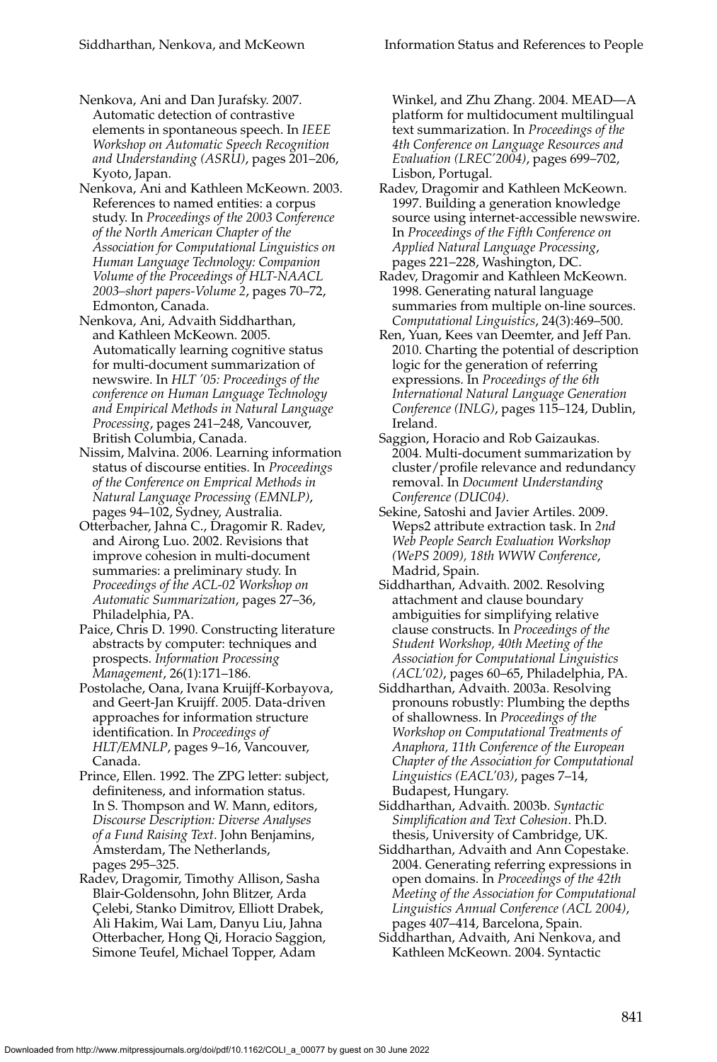Nenkova, Ani and Dan Jurafsky. 2007. Automatic detection of contrastive elements in spontaneous speech. In *IEEE Workshop on Automatic Speech Recognition and Understanding (ASRU)*, pages 201–206, Kyoto, Japan.

Nenkova, Ani and Kathleen McKeown. 2003. References to named entities: a corpus study. In *Proceedings of the 2003 Conference of the North American Chapter of the Association for Computational Linguistics on Human Language Technology: Companion Volume of the Proceedings of HLT-NAACL 2003–short papers-Volume 2*, pages 70–72, Edmonton, Canada.

Nenkova, Ani, Advaith Siddharthan, and Kathleen McKeown. 2005. Automatically learning cognitive status for multi-document summarization of newswire. In *HLT '05: Proceedings of the conference on Human Language Technology and Empirical Methods in Natural Language Processing*, pages 241–248, Vancouver, British Columbia, Canada.

Nissim, Malvina. 2006. Learning information status of discourse entities. In *Proceedings of the Conference on Emprical Methods in Natural Language Processing (EMNLP)*, pages 94–102, Sydney, Australia.

Otterbacher, Jahna C., Dragomir R. Radev, and Airong Luo. 2002. Revisions that improve cohesion in multi-document summaries: a preliminary study. In *Proceedings of the ACL-02 Workshop on Automatic Summarization*, pages 27–36, Philadelphia, PA.

Paice, Chris D. 1990. Constructing literature abstracts by computer: techniques and prospects. *Information Processing Management*, 26(1):171–186.

Postolache, Oana, Ivana Kruijff-Korbayova, and Geert-Jan Kruijff. 2005. Data-driven approaches for information structure identification. In *Proceedings of HLT/EMNLP*, pages 9–16, Vancouver, Canada.

Prince, Ellen. 1992. The ZPG letter: subject, definiteness, and information status. In S. Thompson and W. Mann, editors, *Discourse Description: Diverse Analyses of a Fund Raising Text*. John Benjamins, Amsterdam, The Netherlands, pages 295–325.

Radev, Dragomir, Timothy Allison, Sasha Blair-Goldensohn, John Blitzer, Arda Çelebi, Stanko Dimitrov, Elliott Drabek, Ali Hakim, Wai Lam, Danyu Liu, Jahna Otterbacher, Hong Qi, Horacio Saggion, Simone Teufel, Michael Topper, Adam Winkel, and Zhu Zhang. 2004. MEAD—A platform for multidocument multilingual text summarization. In *Proceedings of the 4th Conference on Language Resources and Evaluation (LREC'2004)*, pages 699–702, Lisbon, Portugal.

Radev, Dragomir and Kathleen McKeown. 1997. Building a generation knowledge source using internet-accessible newswire. In *Proceedings of the Fifth Conference on Applied Natural Language Processing*, pages 221–228, Washington, DC.

Radev, Dragomir and Kathleen McKeown. 1998. Generating natural language summaries from multiple on-line sources. *Computational Linguistics*, 24(3):469–500.

Ren, Yuan, Kees van Deemter, and Jeff Pan. 2010. Charting the potential of description logic for the generation of referring expressions. In *Proceedings of the 6th International Natural Language Generation Conference (INLG)*, pages 115–124, Dublin, Ireland.

Saggion, Horacio and Rob Gaizaukas. 2004. Multi-document summarization by cluster/profile relevance and redundancy removal. In *Document Understanding Conference (DUC04)*.

Sekine, Satoshi and Javier Artiles. 2009. Weps2 attribute extraction task. In *2nd Web People Search Evaluation Workshop (WePS 2009), 18th WWW Conference*, Madrid, Spain.

Siddharthan, Advaith. 2002. Resolving attachment and clause boundary ambiguities for simplifying relative clause constructs. In *Proceedings of the Student Workshop, 40th Meeting of the Association for Computational Linguistics (ACL'02)*, pages 60–65, Philadelphia, PA.

Siddharthan, Advaith. 2003a. Resolving pronouns robustly: Plumbing the depths of shallowness. In *Proceedings of the Workshop on Computational Treatments of Anaphora, 11th Conference of the European Chapter of the Association for Computational Linguistics (EACL'03)*, pages 7–14, Budapest, Hungary.

Siddharthan, Advaith. 2003b. *Syntactic Simplification and Text Cohesion*. Ph.D. thesis, University of Cambridge, UK.

Siddharthan, Advaith and Ann Copestake. 2004. Generating referring expressions in open domains. In *Proceedings of the 42th Meeting of the Association for Computational Linguistics Annual Conference (ACL 2004)*, pages 407–414, Barcelona, Spain.

Siddharthan, Advaith, Ani Nenkova, and Kathleen McKeown. 2004. Syntactic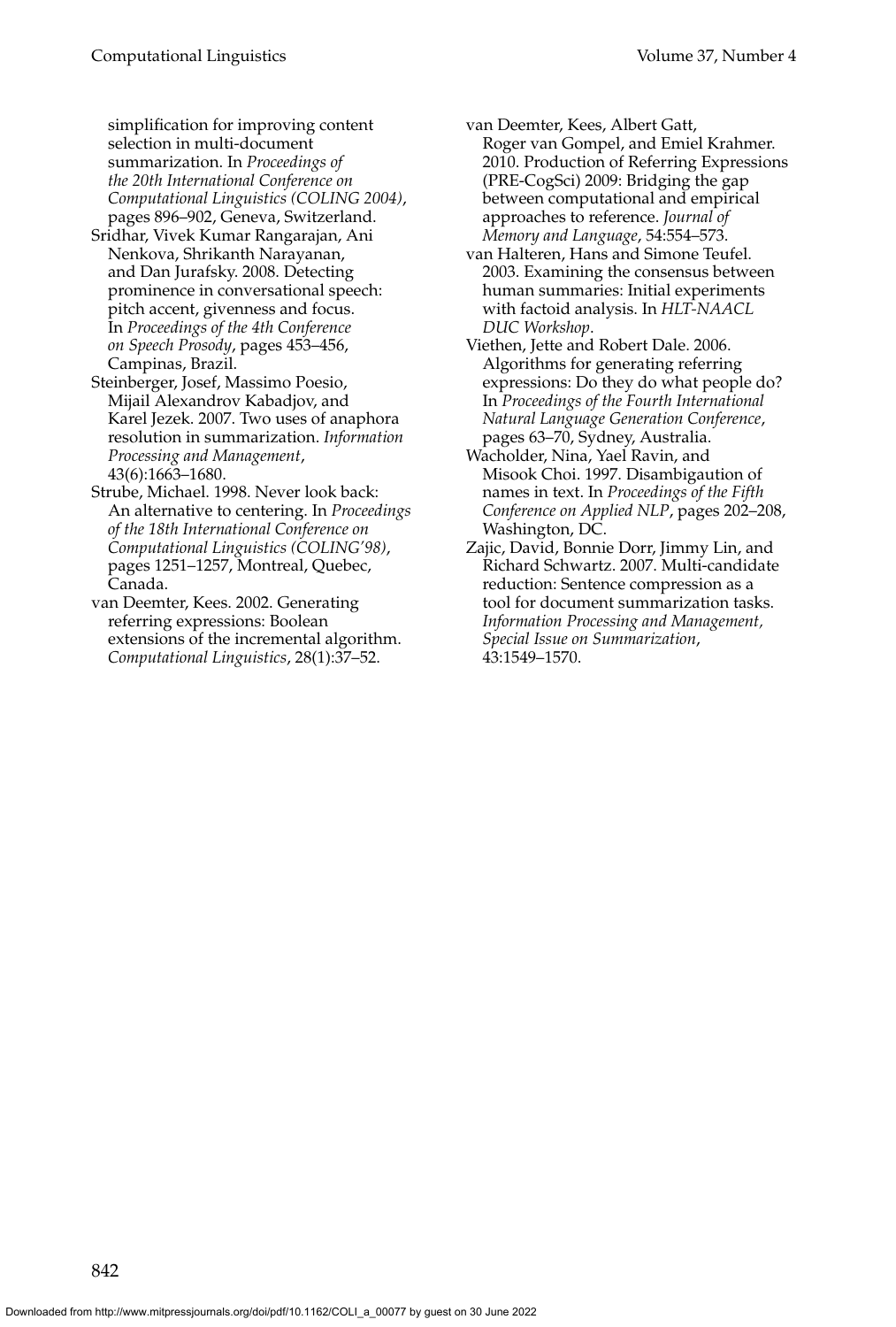simplification for improving content selection in multi-document summarization. In *Proceedings of the 20th International Conference on Computational Linguistics (COLING 2004)*, pages 896–902, Geneva, Switzerland.

Sridhar, Vivek Kumar Rangarajan, Ani Nenkova, Shrikanth Narayanan, and Dan Jurafsky. 2008. Detecting prominence in conversational speech: pitch accent, givenness and focus. In *Proceedings of the 4th Conference on Speech Prosody*, pages 453–456, Campinas, Brazil.

Steinberger, Josef, Massimo Poesio, Mijail Alexandrov Kabadjov, and Karel Jezek. 2007. Two uses of anaphora resolution in summarization. *Information Processing and Management*, 43(6):1663–1680.

Strube, Michael. 1998. Never look back: An alternative to centering. In *Proceedings of the 18th International Conference on Computational Linguistics (COLING'98)*, pages 1251–1257, Montreal, Quebec, Canada.

van Deemter, Kees. 2002. Generating referring expressions: Boolean extensions of the incremental algorithm. *Computational Linguistics*, 28(1):37–52.

van Deemter, Kees, Albert Gatt, Roger van Gompel, and Emiel Krahmer. 2010. Production of Referring Expressions (PRE-CogSci) 2009: Bridging the gap between computational and empirical approaches to reference. *Journal of Memory and Language*, 54:554–573.

van Halteren, Hans and Simone Teufel. 2003. Examining the consensus between human summaries: Initial experiments with factoid analysis. In *HLT-NAACL DUC Workshop*.

Viethen, Jette and Robert Dale. 2006. Algorithms for generating referring expressions: Do they do what people do? In *Proceedings of the Fourth International Natural Language Generation Conference*, pages 63–70, Sydney, Australia.

Wacholder, Nina, Yael Ravin, and Misook Choi. 1997. Disambigaution of names in text. In *Proceedings of the Fifth Conference on Applied NLP*, pages 202–208, Washington, DC.

Zajic, David, Bonnie Dorr, Jimmy Lin, and Richard Schwartz. 2007. Multi-candidate reduction: Sentence compression as a tool for document summarization tasks. *Information Processing and Management, Special Issue on Summarization*, 43:1549–1570.